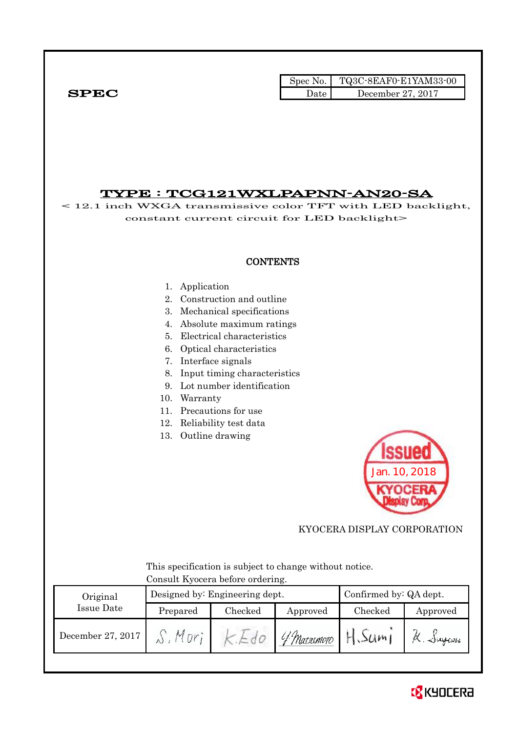**SPEC**

| Spec No. | TQ3C-8EAF0-E1YAM33-00 |
|---|---|
| Date | December 27, 2017 |

# TYPE : TCG121WXLPAPNN-AN20-SA

< 12.1 inch WXGA transmissive color TFT with LED backlight, constant current circuit for LED backlight>

## CONTENTS

1. Application
2. Construction and outline
3. Mechanical specifications
4. Absolute maximum ratings
5. Electrical characteristics
6. Optical characteristics
7. Interface signals
8. Input timing characteristics
9. Lot number identification
10. Warranty
11. Precautions for use
12. Reliability test data
13. Outline drawing

Issued Jan. 10, 2018 KYOCERA Display Corp.

KYOCERA DISPLAY CORPORATION

This specification is subject to change without notice.
Consult Kyocera before ordering.

| Original Issue Date | Designed by: Engineering dept. | | | Confirmed by: QA dept. | |
|---|---|---|---|---|---|
| | Prepared | Checked | Approved | Checked | Approved |
| December 27, 2017 | S. Mori | K. Edo | Y. Matsumoto | H. Sumi | K. Sugiura |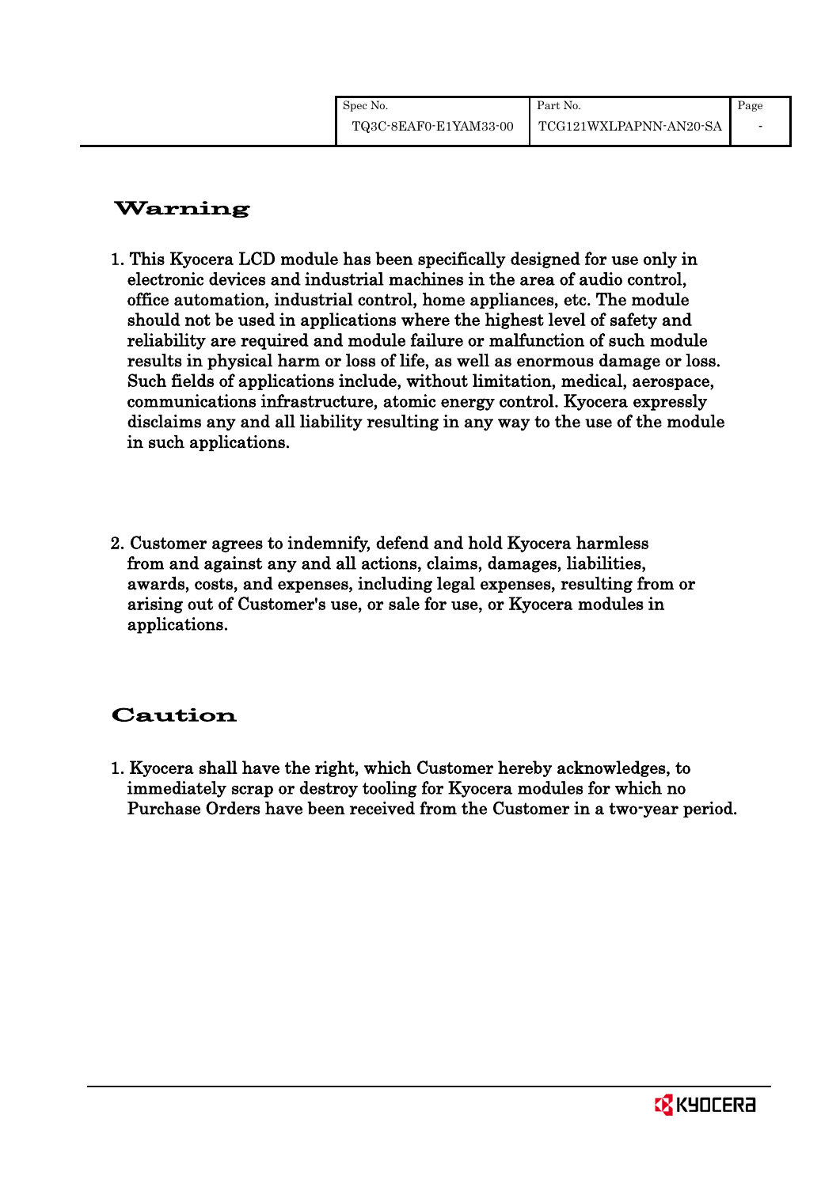## Warning

1. This Kyocera LCD module has been specifically designed for use only in electronic devices and industrial machines in the area of audio control, office automation, industrial control, home appliances, etc. The module should not be used in applications where the highest level of safety and reliability are required and module failure or malfunction of such module results in physical harm or loss of life, as well as enormous damage or loss. Such fields of applications include, without limitation, medical, aerospace, communications infrastructure, atomic energy control. Kyocera expressly disclaims any and all liability resulting in any way to the use of the module in such applications.

2. Customer agrees to indemnify, defend and hold Kyocera harmless from and against any and all actions, claims, damages, liabilities, awards, costs, and expenses, including legal expenses, resulting from or arising out of Customer's use, or sale for use, or Kyocera modules in applications.

## Caution

1. Kyocera shall have the right, which Customer hereby acknowledges, to immediately scrap or destroy tooling for Kyocera modules for which no Purchase Orders have been received from the Customer in a two-year period.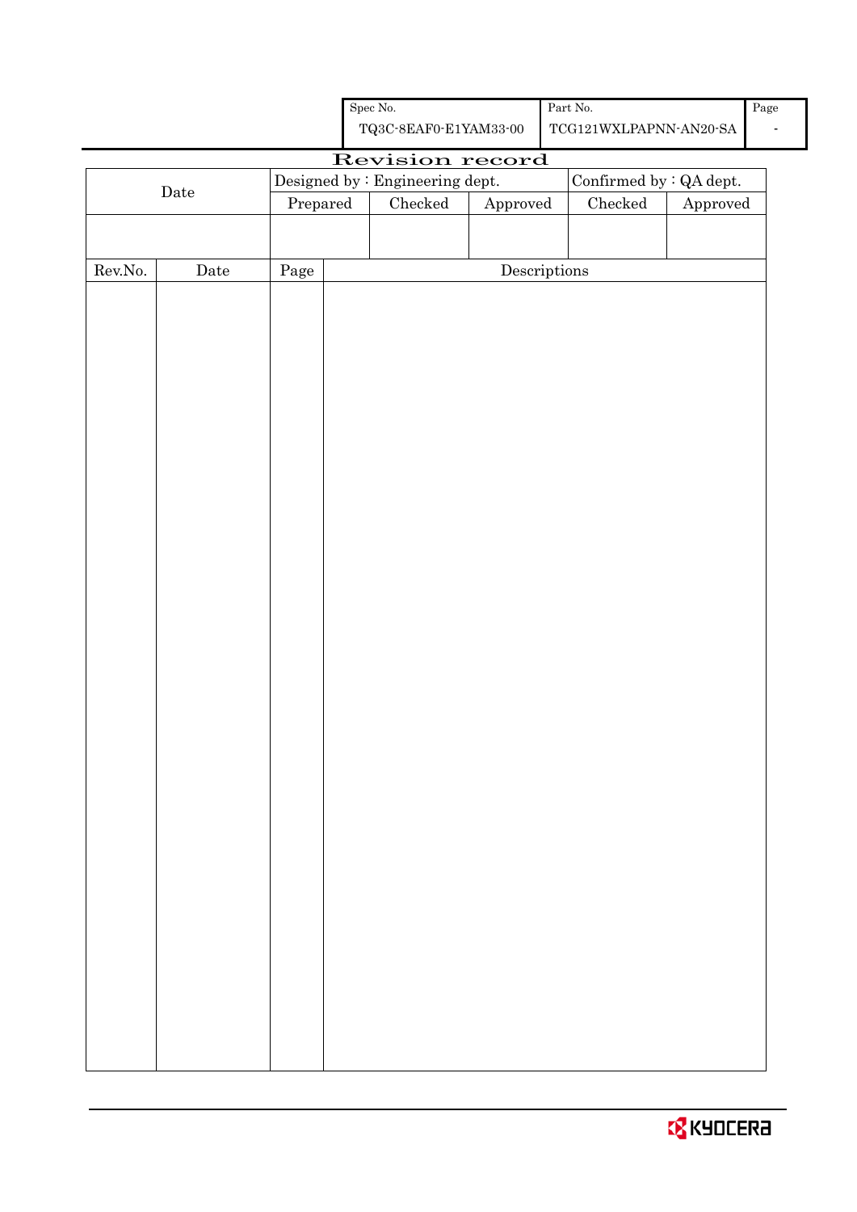| Spec No. | Part No. | Page |
|---|---|---|
| TQ3C-8EAF0-E1YAM33-00 | TCG121WXLPAPNN-AN20-SA | - |

# Revision record

| Date | Designed by : Engineering dept. | | | Confirmed by : QA dept. | |
|---|---|---|---|---|---|
| | Prepared | Checked | Approved | Checked | Approved |
| | | | | | |

| Rev.No. | Date | Page | Descriptions |
|---|---|---|---|
| | | | |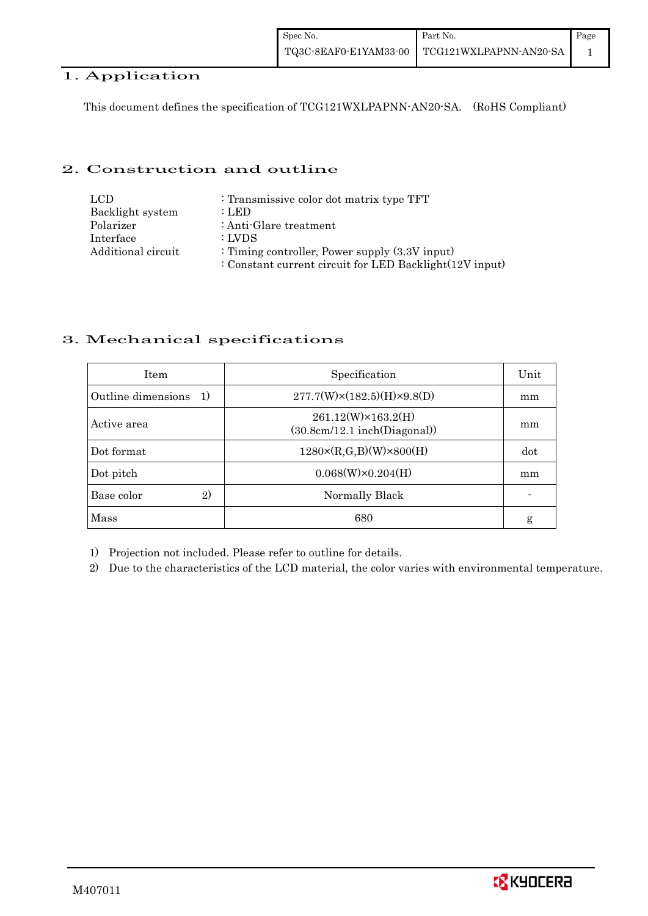## 1. Application

This document defines the specification of TCG121WXLPAPNN-AN20-SA. (RoHS Compliant)

## 2. Construction and outline

| | |
|---|---|
| LCD | : Transmissive color dot matrix type TFT |
| Backlight system | : LED |
| Polarizer | : Anti-Glare treatment |
| Interface | : LVDS |
| Additional circuit | : Timing controller, Power supply (3.3V input) |
| | : Constant current circuit for LED Backlight(12V input) |

## 3. Mechanical specifications

| Item | Specification | Unit |
|---|---|---|
| Outline dimensions 1) | 277.7(W)×(182.5)(H)×9.8(D) | mm |
| Active area | 261.12(W)×163.2(H) (30.8cm/12.1 inch(Diagonal)) | mm |
| Dot format | 1280×(R,G,B)(W)×800(H) | dot |
| Dot pitch | 0.068(W)×0.204(H) | mm |
| Base color 2) | Normally Black | - |
| Mass | 680 | g |

1) Projection not included. Please refer to outline for details.

2) Due to the characteristics of the LCD material, the color varies with environmental temperature.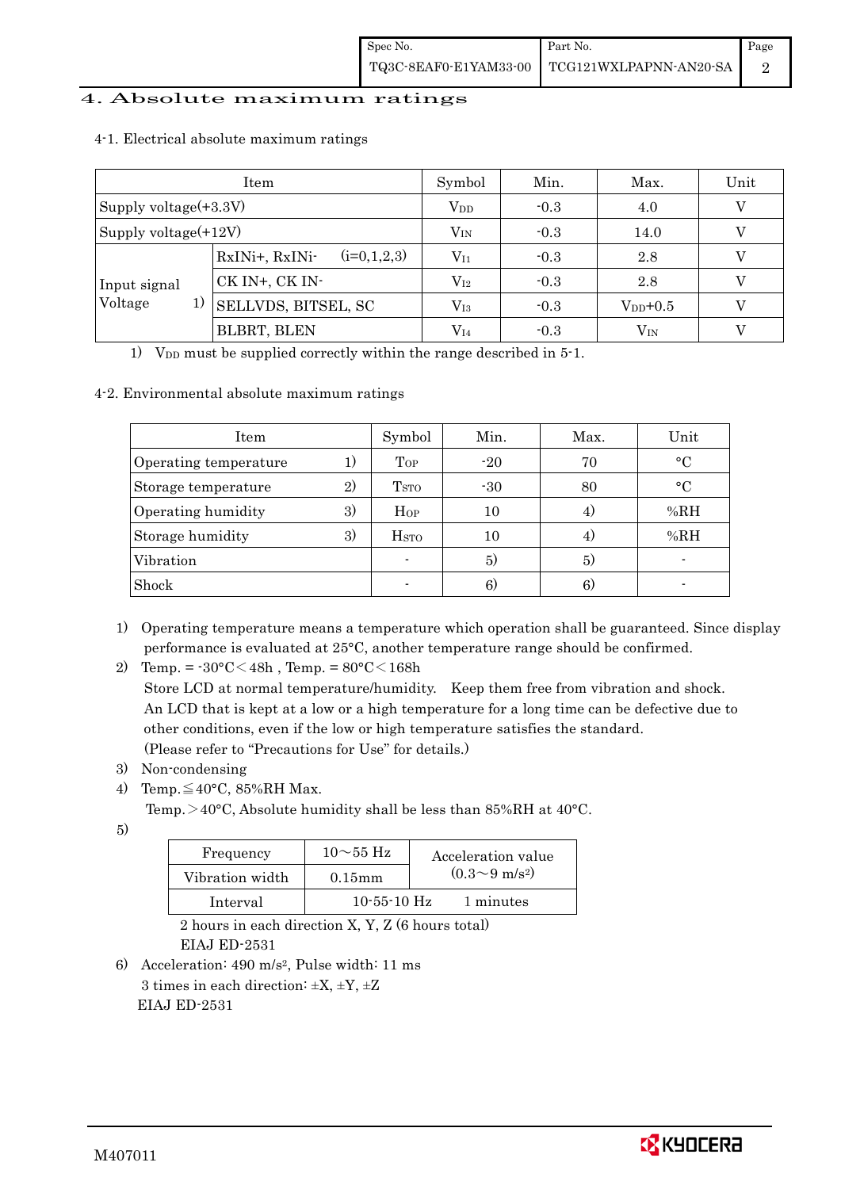# 4. Absolute maximum ratings

4-1. Electrical absolute maximum ratings

| Item | | Symbol | Min. | Max. | Unit |
|---|---|---|---|---|---|
| Supply voltage(+3.3V) | | $V_{DD}$ | -0.3 | 4.0 | V |
| Supply voltage(+12V) | | $V_{IN}$ | -0.3 | 14.0 | V |
| Input signal Voltage 1) | RxINi+, RxINi- (i=0,1,2,3) | $V_{I1}$ | -0.3 | 2.8 | V |
| | CK IN+, CK IN- | $V_{I2}$ | -0.3 | 2.8 | V |
| | SELLVDS, BITSEL, SC | $V_{I3}$ | -0.3 | $V_{DD}$+0.5 | V |
| | BLBRT, BLEN | $V_{I4}$ | -0.3 | $V_{IN}$ | V |

1) $V_{DD}$ must be supplied correctly within the range described in 5-1.

4-2. Environmental absolute maximum ratings

| Item | Symbol | Min. | Max. | Unit |
|---|---|---|---|---|
| Operating temperature 1) | $T_{OP}$ | -20 | 70 | °C |
| Storage temperature 2) | $T_{STO}$ | -30 | 80 | °C |
| Operating humidity 3) | $H_{OP}$ | 10 | 4) | %RH |
| Storage humidity 3) | $H_{STO}$ | 10 | 4) | %RH |
| Vibration | - | 5) | 5) | - |
| Shock | - | 6) | 6) | - |

1) Operating temperature means a temperature which operation shall be guaranteed. Since display performance is evaluated at 25°C, another temperature range should be confirmed.

2) Temp. = -30°C＜48h , Temp. = 80°C＜168h
Store LCD at normal temperature/humidity. Keep them free from vibration and shock.
An LCD that is kept at a low or a high temperature for a long time can be defective due to other conditions, even if the low or high temperature satisfies the standard.
(Please refer to "Precautions for Use" for details.)

3) Non-condensing

4) Temp.≦40°C, 85%RH Max.
Temp.＞40°C, Absolute humidity shall be less than 85%RH at 40°C.

5)

| Frequency | 10～55 Hz | Acceleration value ($0.3\sim9$ $m/s^2$) |
|---|---|---|
| Vibration width | 0.15mm | |
| Interval | 10-55-10 Hz | 1 minutes |

2 hours in each direction X, Y, Z (6 hours total)
EIAJ ED-2531

6) Acceleration: 490 $m/s^2$, Pulse width: 11 ms
3 times in each direction: ±X, ±Y, ±Z
EIAJ ED-2531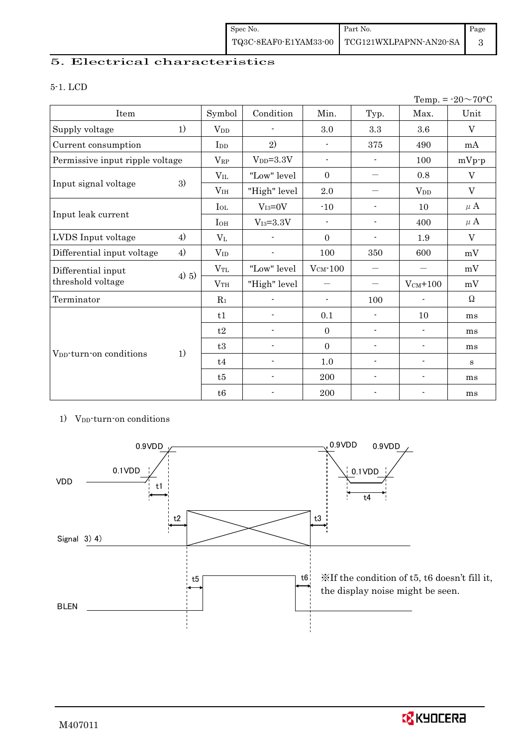## 5. Electrical characteristics

### 5-1. LCD

Temp. = -20～70°C

| Item | | Symbol | Condition | Min. | Typ. | Max. | Unit |
|---|---|---|---|---|---|---|---|
| Supply voltage | 1) | $V_{DD}$ | - | 3.0 | 3.3 | 3.6 | V |
| Current consumption | | $I_{DD}$ | 2) | - | 375 | 490 | mA |
| Permissive input ripple voltage | | $V_{RP}$ | $V_{DD}$=3.3V | - | - | 100 | mVp-p |
| Input signal voltage | 3) | $V_{IL}$ | "Low" level | 0 | — | 0.8 | V |
| | | $V_{IH}$ | "High" level | 2.0 | — | $V_{DD}$ | V |
| Input leak current | | $I_{OL}$ | $V_{I3}$=0V | -10 | - | 10 | μA |
| | | $I_{OH}$ | $V_{I3}$=3.3V | - | - | 400 | μA |
| LVDS Input voltage | 4) | $V_L$ | - | 0 | - | 1.9 | V |
| Differential input voltage | 4) | $V_{ID}$ | - | 100 | 350 | 600 | mV |
| Differential input threshold voltage | 4) 5) | $V_{TL}$ | "Low" level | $V_{CM}$-100 | — | — | mV |
| | | $V_{TH}$ | "High" level | — | — | $V_{CM}$+100 | mV |
| Terminator | | $R_1$ | - | - | 100 | - | Ω |
| $V_{DD}$-turn-on conditions | 1) | t1 | - | 0.1 | - | 10 | ms |
| | | t2 | - | 0 | - | - | ms |
| | | t3 | - | 0 | - | - | ms |
| | | t4 | - | 1.0 | - | - | s |
| | | t5 | - | 200 | - | - | ms |
| | | t6 | - | 200 | - | - | ms |

1) $V_{DD}$-turn-on conditions

(Timing diagram: VDD, Signal 3) 4), BLEN — showing 0.9VDD, 0.1VDD levels and timings t1, t2, t3, t4, t5, t6)

※If the condition of t5, t6 doesn't fill it, the display noise might be seen.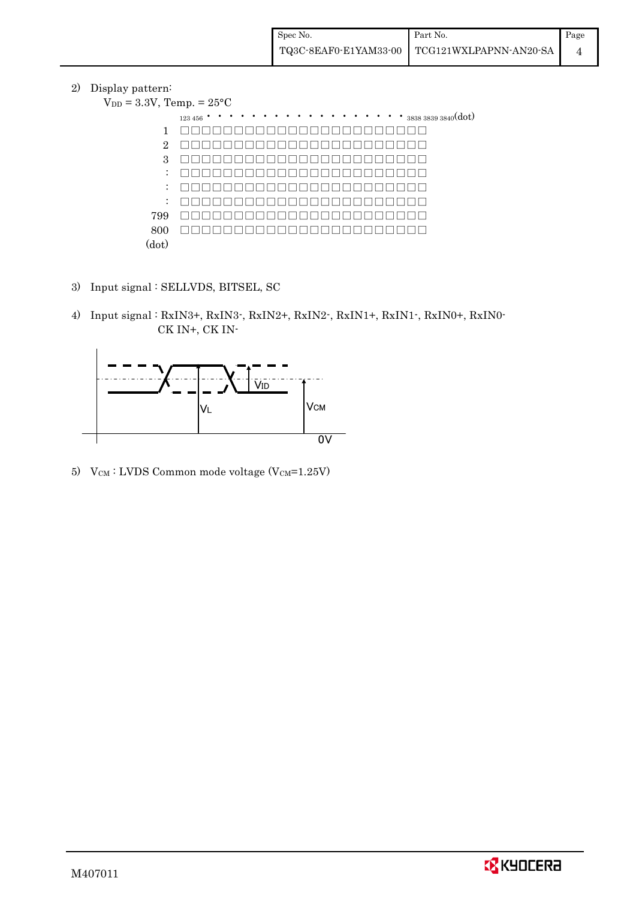2) Display pattern:

$V_{DD}$ = 3.3V, Temp. = 25°C

123 456 • • • • • • • • • • • • • • • • • • 3838 3839 3840(dot)

1, 2, 3, :, :, :, 799, 800 (dot)

3) Input signal : SELLVDS, BITSEL, SC

4) Input signal : RxIN3+, RxIN3-, RxIN2+, RxIN2-, RxIN1+, RxIN1-, RxIN0+, RxIN0-
CK IN+, CK IN-

$V_{ID}$

$V_L$

$V_{CM}$

0V

5) $V_{CM}$ : LVDS Common mode voltage ($V_{CM}$=1.25V)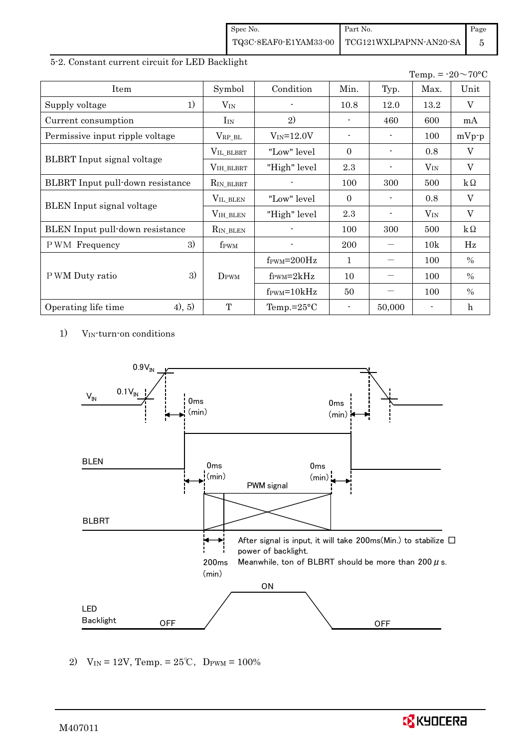## 5-2. Constant current circuit for LED Backlight

Temp. = -20～70°C

| Item | Symbol | Condition | Min. | Typ. | Max. | Unit |
|---|---|---|---|---|---|---|
| Supply voltage 1) | $V_{IN}$ | - | 10.8 | 12.0 | 13.2 | V |
| Current consumption | $I_{IN}$ | 2) | - | 460 | 600 | mA |
| Permissive input ripple voltage | $V_{RP\_BL}$ | $V_{IN}$=12.0V | - | - | 100 | mVp-p |
| BLBRT Input signal voltage | $V_{IL\_BLBRT}$ | "Low" level | 0 | - | 0.8 | V |
| | $V_{IH\_BLBRT}$ | "High" level | 2.3 | - | $V_{IN}$ | V |
| BLBRT Input pull-down resistance | $R_{IN\_BLBRT}$ | - | 100 | 300 | 500 | kΩ |
| BLEN Input signal voltage | $V_{IL\_BLEN}$ | "Low" level | 0 | - | 0.8 | V |
| | $V_{IH\_BLEN}$ | "High" level | 2.3 | - | $V_{IN}$ | V |
| BLEN Input pull-down resistance | $R_{IN\_BLEN}$ | - | 100 | 300 | 500 | kΩ |
| PWM Frequency 3) | $f_{PWM}$ | - | 200 | — | 10k | Hz |
| PWM Duty ratio 3) | $D_{PWM}$ | $f_{PWM}$=200Hz | 1 | — | 100 | % |
| | | $f_{PWM}$=2kHz | 10 | — | 100 | % |
| | | $f_{PWM}$=10kHz | 50 | — | 100 | % |
| Operating life time 4), 5) | T | Temp.=25°C | - | 50,000 | - | h |

1) $V_{IN}$-turn-on conditions

$V_{IN}$: 0.1$V_{IN}$, 0.9$V_{IN}$; 0ms (min); 0ms (min)

BLEN: 0ms (min); 0ms (min)

BLBRT: PWM signal; 200ms (min)

After signal is input, it will take 200ms(Min.) to stabilize power of backlight.
Meanwhile, ton of BLBRT should be more than 200 μs.

LED Backlight: OFF, ON, OFF

2) $V_{IN}$ = 12V, Temp. = 25℃, $D_{PWM}$ = 100%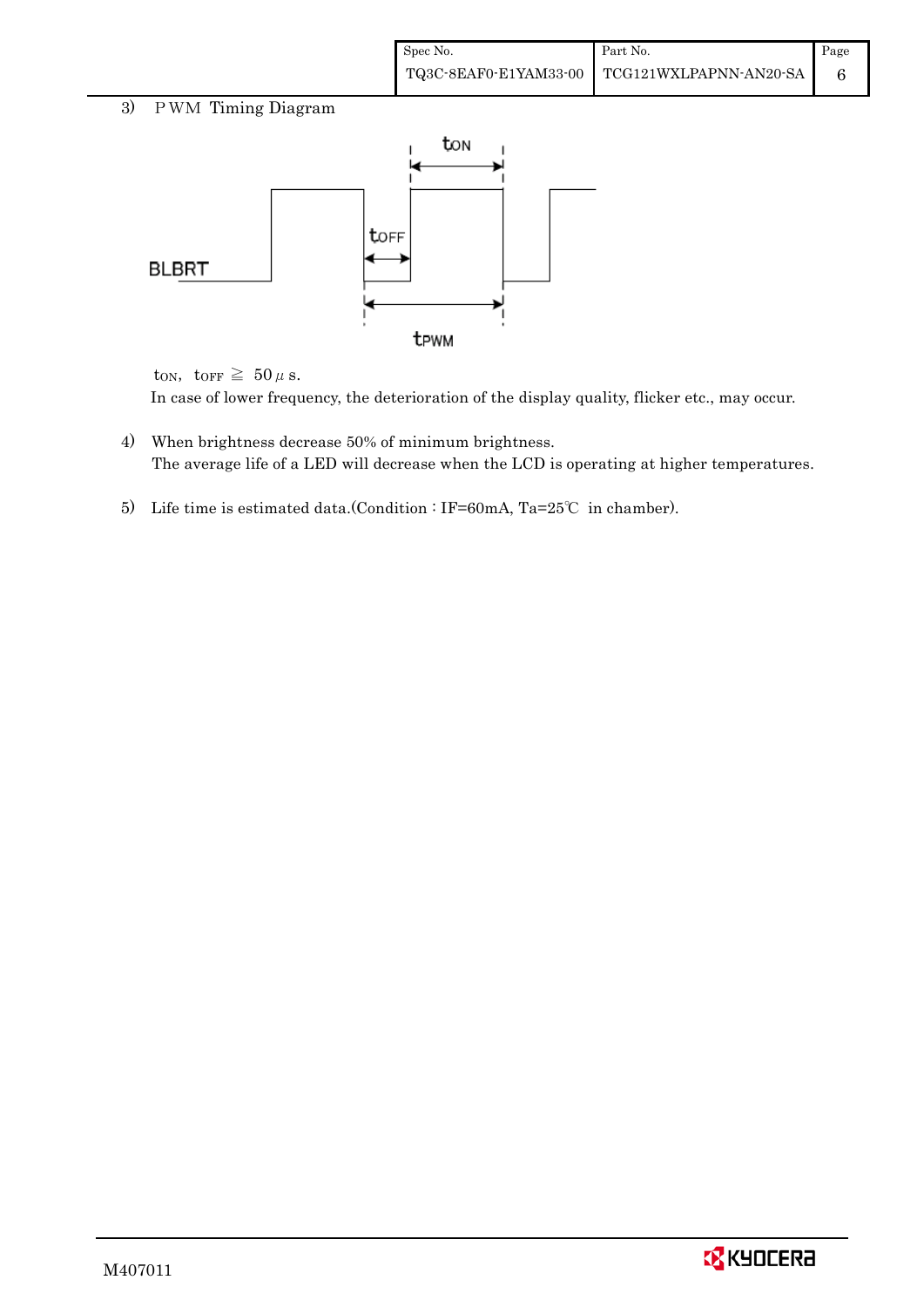3) PWM Timing Diagram

$t_{ON}$, $t_{OFF}$ ≧ 50 $\mu$s.

In case of lower frequency, the deterioration of the display quality, flicker etc., may occur.

4) When brightness decrease 50% of minimum brightness.
   The average life of a LED will decrease when the LCD is operating at higher temperatures.

5) Life time is estimated data.(Condition : IF=60mA, Ta=25℃ in chamber).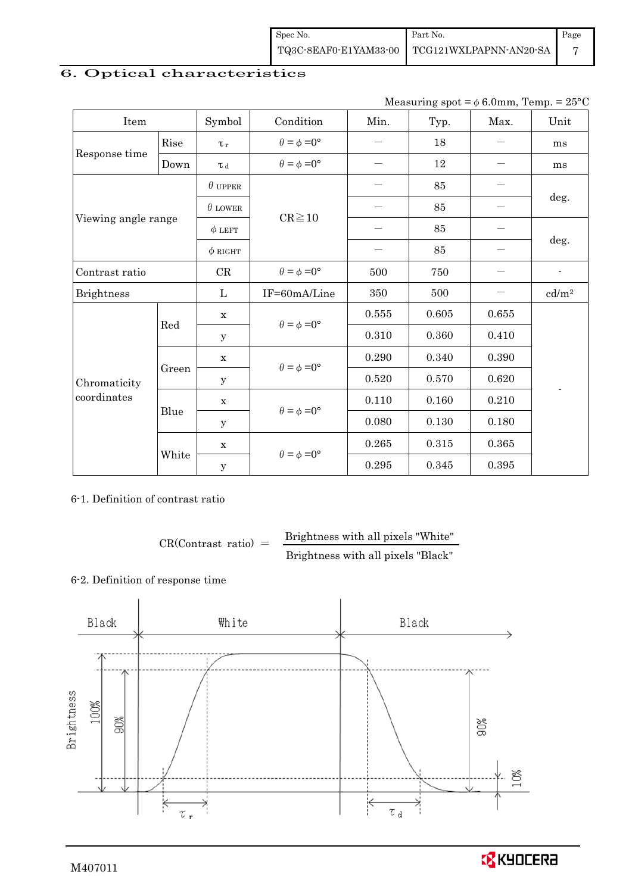## 6. Optical characteristics

Measuring spot = $\phi$ 6.0mm, Temp. = 25°C

| Item | | Symbol | Condition | Min. | Typ. | Max. | Unit |
|---|---|---|---|---|---|---|---|
| Response time | Rise | $\tau_r$ | $\theta = \phi = 0°$ | — | 18 | — | ms |
| | Down | $\tau_d$ | $\theta = \phi = 0°$ | — | 12 | — | ms |
| Viewing angle range | | $\theta$ UPPER | CR≧10 | — | 85 | — | deg. |
| | | $\theta$ LOWER | | — | 85 | — | |
| | | $\phi$ LEFT | | — | 85 | — | deg. |
| | | $\phi$ RIGHT | | — | 85 | — | |
| Contrast ratio | | CR | $\theta = \phi = 0°$ | 500 | 750 | — | - |
| Brightness | | L | IF=60mA/Line | 350 | 500 | — | cd/m² |
| Chromaticity coordinates | Red | x | $\theta = \phi = 0°$ | 0.555 | 0.605 | 0.655 | - |
| | | y | | 0.310 | 0.360 | 0.410 | |
| | Green | x | $\theta = \phi = 0°$ | 0.290 | 0.340 | 0.390 | |
| | | y | | 0.520 | 0.570 | 0.620 | |
| | Blue | x | $\theta = \phi = 0°$ | 0.110 | 0.160 | 0.210 | |
| | | y | | 0.080 | 0.130 | 0.180 | |
| | White | x | $\theta = \phi = 0°$ | 0.265 | 0.315 | 0.365 | |
| | | y | | 0.295 | 0.345 | 0.395 | |

6-1. Definition of contrast ratio

$$\text{CR(Contrast ratio)} = \frac{\text{Brightness with all pixels "White"}}{\text{Brightness with all pixels "Black"}}$$

6-2. Definition of response time

Black — White — Black

Brightness 100% 90% 90% 10%

$\tau_r$ $\tau_d$

M407011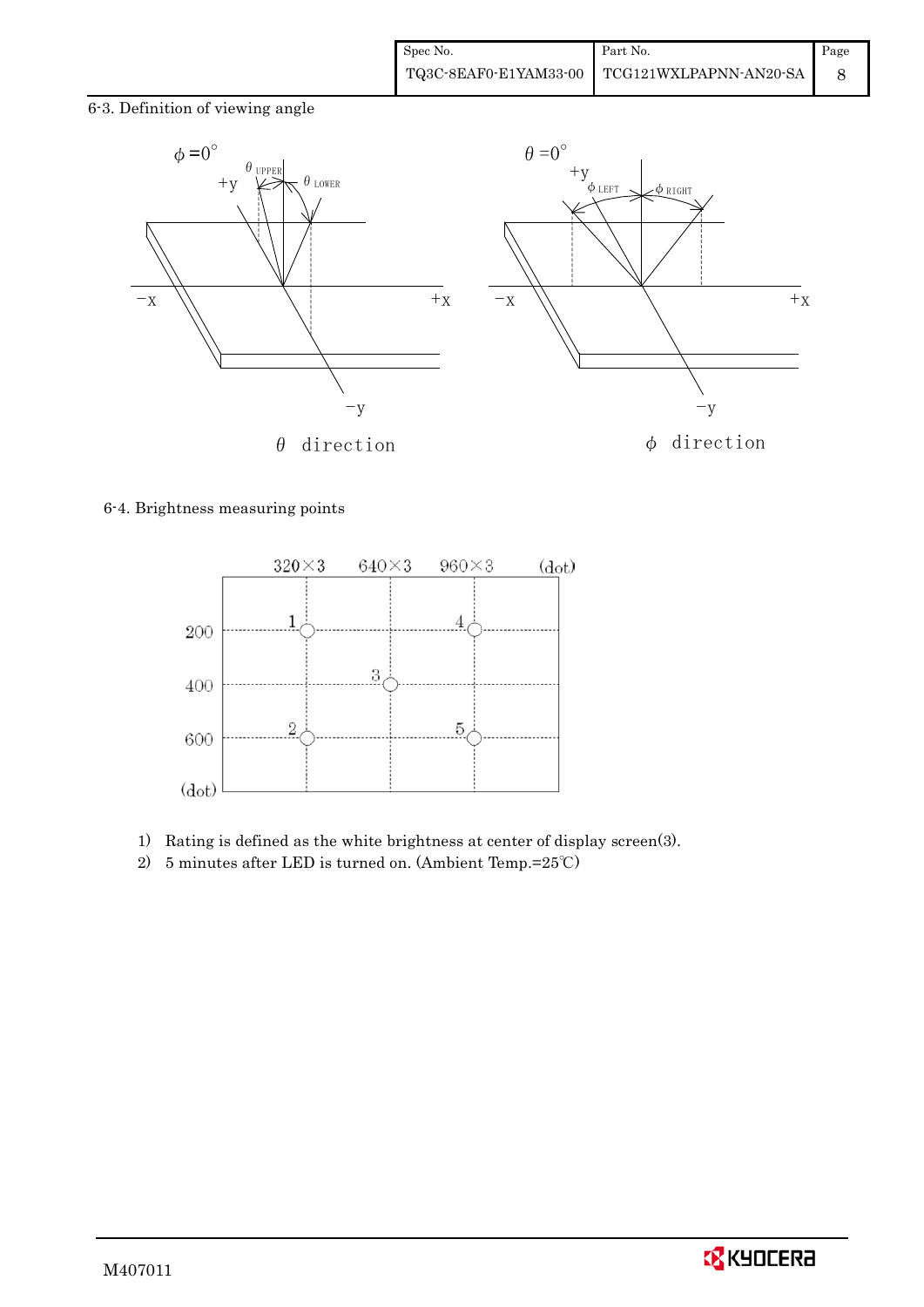6-3. Definition of viewing angle

$\theta$ direction

$\phi$ direction

6-4. Brightness measuring points

1) Rating is defined as the white brightness at center of display screen(3).
2) 5 minutes after LED is turned on. (Ambient Temp.=25℃)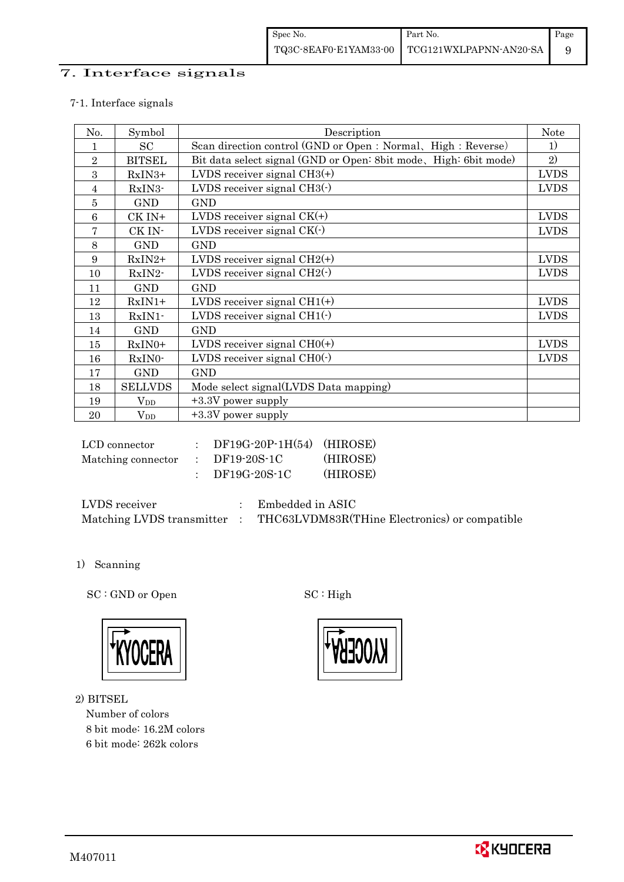# 7. Interface signals

7-1. Interface signals

| No. | Symbol | Description | Note |
|---|---|---|---|
| 1 | SC | Scan direction control (GND or Open : Normal、High : Reverse) | 1) |
| 2 | BITSEL | Bit data select signal (GND or Open: 8bit mode、High: 6bit mode) | 2) |
| 3 | RxIN3+ | LVDS receiver signal CH3(+) | LVDS |
| 4 | RxIN3- | LVDS receiver signal CH3(-) | LVDS |
| 5 | GND | GND | |
| 6 | CK IN+ | LVDS receiver signal CK(+) | LVDS |
| 7 | CK IN- | LVDS receiver signal CK(-) | LVDS |
| 8 | GND | GND | |
| 9 | RxIN2+ | LVDS receiver signal CH2(+) | LVDS |
| 10 | RxIN2- | LVDS receiver signal CH2(-) | LVDS |
| 11 | GND | GND | |
| 12 | RxIN1+ | LVDS receiver signal CH1(+) | LVDS |
| 13 | RxIN1- | LVDS receiver signal CH1(-) | LVDS |
| 14 | GND | GND | |
| 15 | RxIN0+ | LVDS receiver signal CH0(+) | LVDS |
| 16 | RxIN0- | LVDS receiver signal CH0(-) | LVDS |
| 17 | GND | GND | |
| 18 | SELLVDS | Mode select signal(LVDS Data mapping) | |
| 19 | $V_{DD}$ | +3.3V power supply | |
| 20 | $V_{DD}$ | +3.3V power supply | |

LCD connector : DF19G-20P-1H(54) (HIROSE)
Matching connector : DF19-20S-1C (HIROSE)
: DF19G-20S-1C (HIROSE)

LVDS receiver : Embedded in ASIC
Matching LVDS transmitter : THC63LVDM83R(THine Electronics) or compatible

1) Scanning

SC : GND or Open

SC : High

2) BITSEL

Number of colors

8 bit mode: 16.2M colors

6 bit mode: 262k colors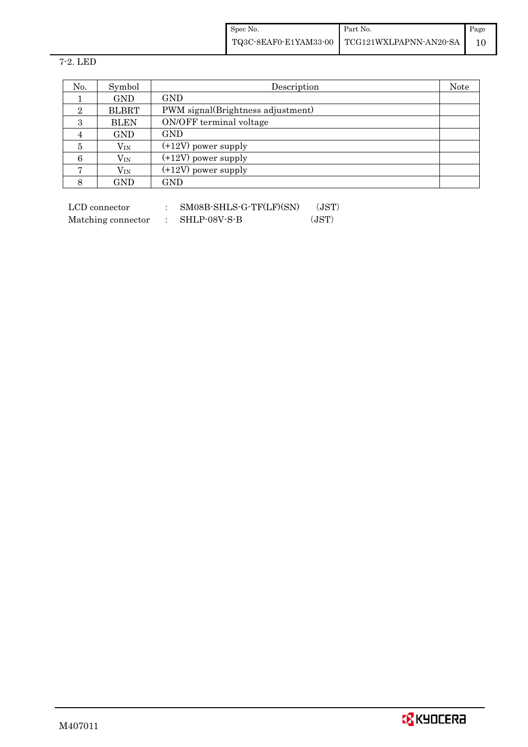7-2. LED

| No. | Symbol | Description | Note |
|---|---|---|---|
| 1 | GND | GND | |
| 2 | BLBRT | PWM signal(Brightness adjustment) | |
| 3 | BLEN | ON/OFF terminal voltage | |
| 4 | GND | GND | |
| 5 | $V_{IN}$ | (+12V) power supply | |
| 6 | $V_{IN}$ | (+12V) power supply | |
| 7 | $V_{IN}$ | (+12V) power supply | |
| 8 | GND | GND | |

LCD connector : SM08B-SHLS-G-TF(LF)(SN) (JST)

Matching connector : SHLP-08V-S-B (JST)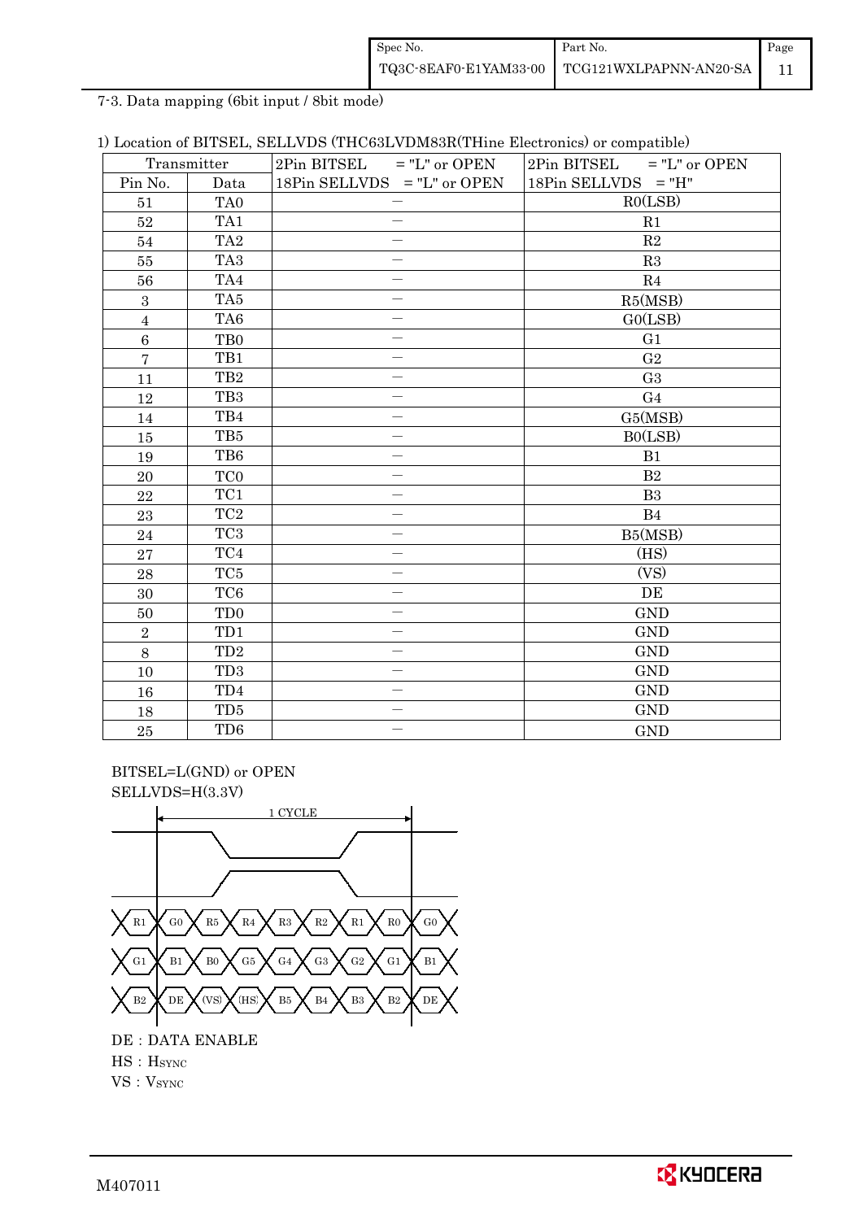7-3. Data mapping (6bit input / 8bit mode)

1) Location of BITSEL, SELLVDS (THC63LVDM83R(THine Electronics) or compatible)

| Transmitter | | 2Pin BITSEL = "L" or OPEN | 2Pin BITSEL = "L" or OPEN |
|---|---|---|---|
| Pin No. | Data | 18Pin SELLVDS = "L" or OPEN | 18Pin SELLVDS = "H" |
| 51 | TA0 | — | R0(LSB) |
| 52 | TA1 | — | R1 |
| 54 | TA2 | — | R2 |
| 55 | TA3 | — | R3 |
| 56 | TA4 | — | R4 |
| 3 | TA5 | — | R5(MSB) |
| 4 | TA6 | — | G0(LSB) |
| 6 | TB0 | — | G1 |
| 7 | TB1 | — | G2 |
| 11 | TB2 | — | G3 |
| 12 | TB3 | — | G4 |
| 14 | TB4 | — | G5(MSB) |
| 15 | TB5 | — | B0(LSB) |
| 19 | TB6 | — | B1 |
| 20 | TC0 | — | B2 |
| 22 | TC1 | — | B3 |
| 23 | TC2 | — | B4 |
| 24 | TC3 | — | B5(MSB) |
| 27 | TC4 | — | (HS) |
| 28 | TC5 | — | (VS) |
| 30 | TC6 | — | DE |
| 50 | TD0 | — | GND |
| 2 | TD1 | — | GND |
| 8 | TD2 | — | GND |
| 10 | TD3 | — | GND |
| 16 | TD4 | — | GND |
| 18 | TD5 | — | GND |
| 25 | TD6 | — | GND |

BITSEL=L(GND) or OPEN
SELLVDS=H(3.3V)

1 CYCLE

R1 | G0 | R5 | R4 | R3 | R2 | R1 | R0 | G0

G1 | B1 | B0 | G5 | G4 | G3 | G2 | G1 | B1

B2 | DE | (VS) | (HS) | B5 | B4 | B3 | B2 | DE

DE : DATA ENABLE
HS : $H_{SYNC}$
VS : $V_{SYNC}$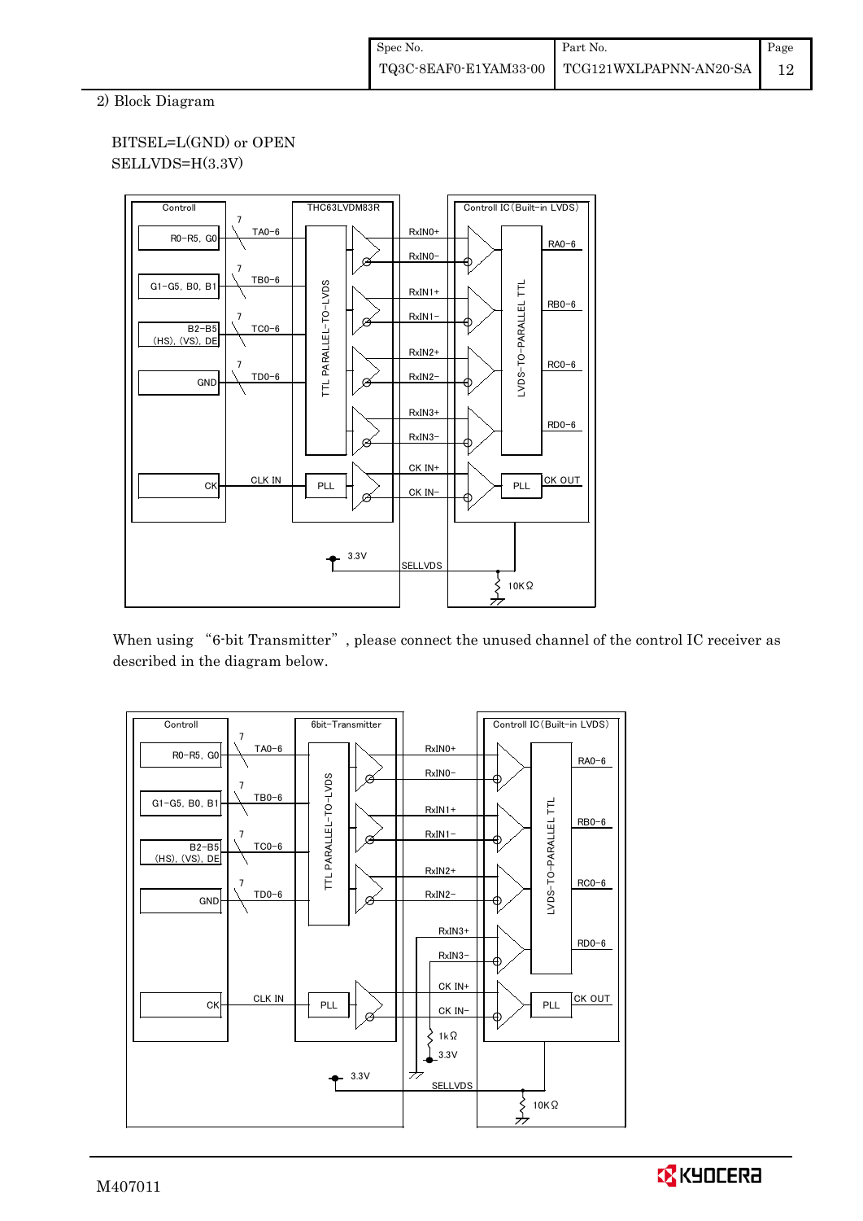2) Block Diagram

BITSEL=L(GND) or OPEN
SELLVDS=H(3.3V)

When using "6-bit Transmitter", please connect the unused channel of the control IC receiver as described in the diagram below.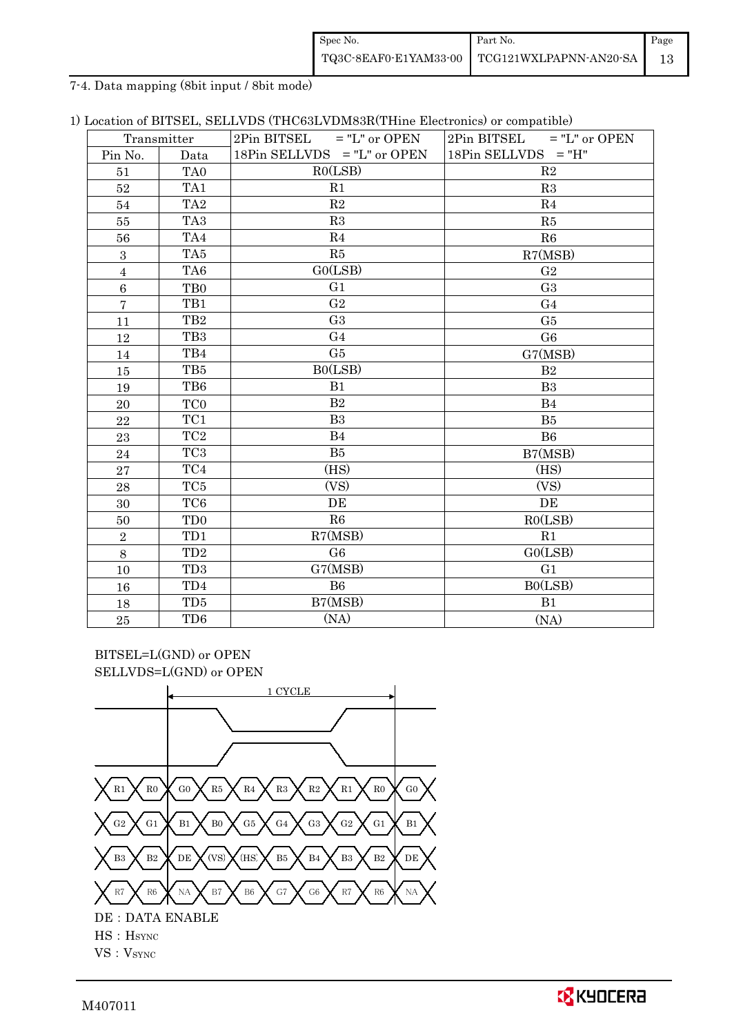7-4. Data mapping (8bit input / 8bit mode)

1) Location of BITSEL, SELLVDS (THC63LVDM83R(THine Electronics) or compatible)

| Transmitter | | 2Pin BITSEL = "L" or OPEN<br>18Pin SELLVDS = "L" or OPEN | 2Pin BITSEL = "L" or OPEN<br>18Pin SELLVDS = "H" |
|---|---|---|---|
| Pin No. | Data | | |
| 51 | TA0 | R0(LSB) | R2 |
| 52 | TA1 | R1 | R3 |
| 54 | TA2 | R2 | R4 |
| 55 | TA3 | R3 | R5 |
| 56 | TA4 | R4 | R6 |
| 3 | TA5 | R5 | R7(MSB) |
| 4 | TA6 | G0(LSB) | G2 |
| 6 | TB0 | G1 | G3 |
| 7 | TB1 | G2 | G4 |
| 11 | TB2 | G3 | G5 |
| 12 | TB3 | G4 | G6 |
| 14 | TB4 | G5 | G7(MSB) |
| 15 | TB5 | B0(LSB) | B2 |
| 19 | TB6 | B1 | B3 |
| 20 | TC0 | B2 | B4 |
| 22 | TC1 | B3 | B5 |
| 23 | TC2 | B4 | B6 |
| 24 | TC3 | B5 | B7(MSB) |
| 27 | TC4 | (HS) | (HS) |
| 28 | TC5 | (VS) | (VS) |
| 30 | TC6 | DE | DE |
| 50 | TD0 | R6 | R0(LSB) |
| 2 | TD1 | R7(MSB) | R1 |
| 8 | TD2 | G6 | G0(LSB) |
| 10 | TD3 | G7(MSB) | G1 |
| 16 | TD4 | B6 | B0(LSB) |
| 18 | TD5 | B7(MSB) | B1 |
| 25 | TD6 | (NA) | (NA) |

BITSEL=L(GND) or OPEN
SELLVDS=L(GND) or OPEN

1 CYCLE

| | | | | | | | | | |
|---|---|---|---|---|---|---|---|---|---|
| R1 | R0 | G0 | R5 | R4 | R3 | R2 | R1 | R0 | G0 |
| G2 | G1 | B1 | B0 | G5 | G4 | G3 | G2 | G1 | B1 |
| B3 | B2 | DE | (VS) | (HS) | B5 | B4 | B3 | B2 | DE |
| R7 | R6 | NA | B7 | B6 | G7 | G6 | R7 | R6 | NA |

DE : DATA ENABLE

HS : HSYNC

VS : VSYNC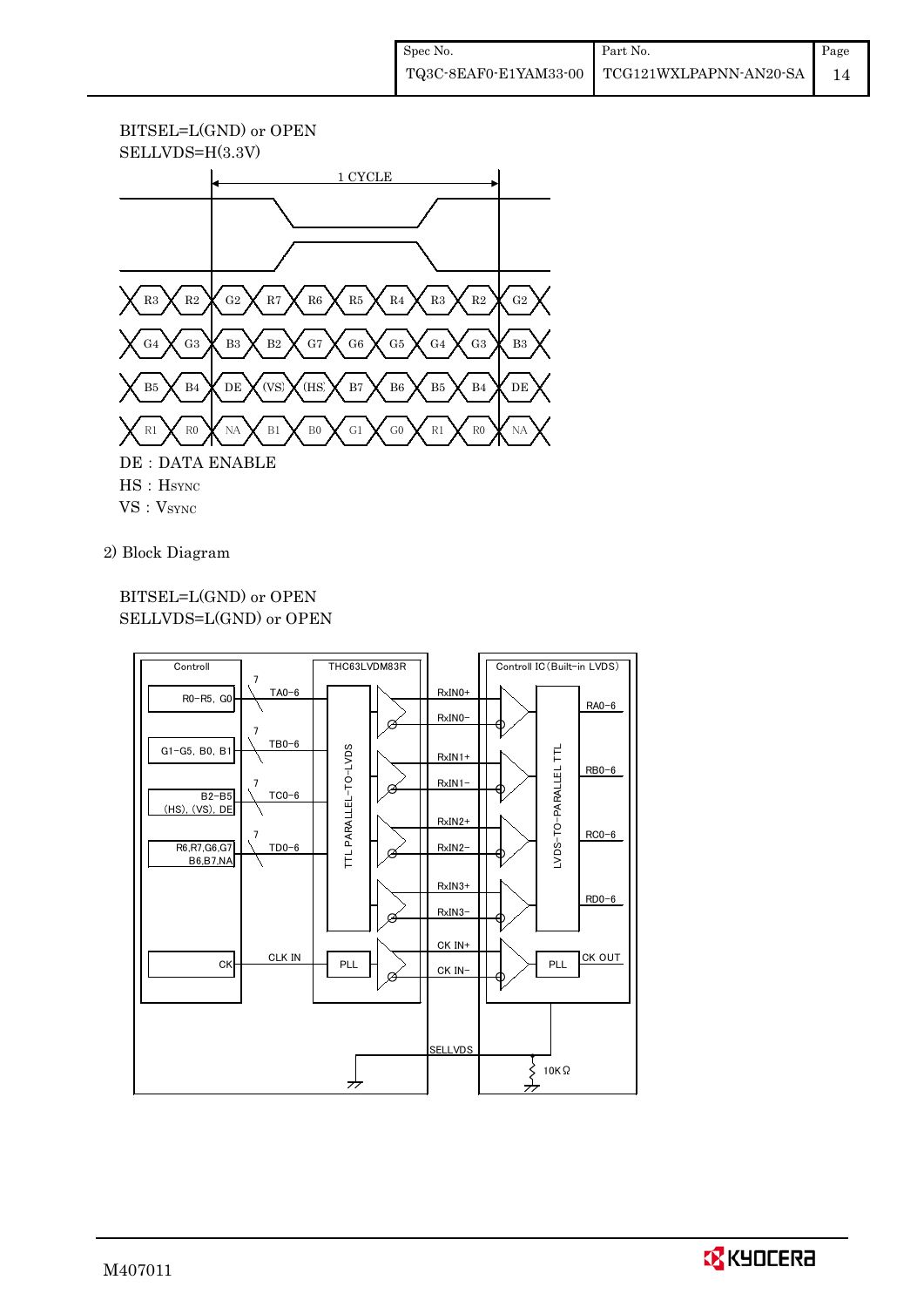BITSEL=L(GND) or OPEN
SELLVDS=H(3.3V)

1 CYCLE

| R3 | R2 | G2 | R7 | R6 | R5 | R4 | R3 | R2 | G2 |
|---|---|---|---|---|---|---|---|---|---|
| G4 | G3 | B3 | B2 | G7 | G6 | G5 | G4 | G3 | B3 |
| B5 | B4 | DE | (VS) | (HS) | B7 | B6 | B5 | B4 | DE |
| R1 | R0 | NA | B1 | B0 | G1 | G0 | R1 | R0 | NA |

DE : DATA ENABLE
HS : HSYNC
VS : VSYNC

2) Block Diagram

BITSEL=L(GND) or OPEN
SELLVDS=L(GND) or OPEN

Controll: R0−R5, G0 (TA0−6); G1−G5, B0, B1 (TB0−6); B2−B5 (HS), (VS), DE (TC0−6); R6,R7,G6,G7 B6,B7,NA (TD0−6); CK (CLK IN)

THC63LVDM83R: TTL PARALLEL-TO-LVDS, PLL

RxIN0+, RxIN0−, RxIN1+, RxIN1−, RxIN2+, RxIN2−, RxIN3+, RxIN3−, CK IN+, CK IN−

Controll IC (Built−in LVDS): LVDS-TO-PARALLEL TTL (RA0−6, RB0−6, RC0−6, RD0−6), PLL (CK OUT)

SELLVDS, 10KΩ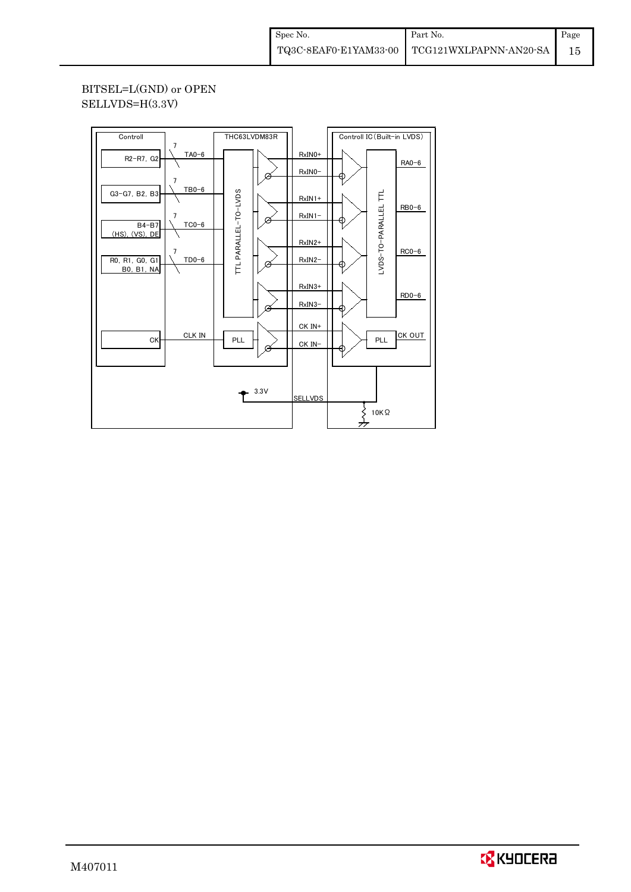BITSEL=L(GND) or OPEN
SELLVDS=H(3.3V)

Controll | THC63LVDM83R | Controll IC (Built-in LVDS)

R2-R7, G2 — TA0-6 (7)
G3-G7, B2, B3 — TB0-6 (7)
B4-B7 (HS), (VS), DE — TC0-6 (7)
R0, R1, G0, G1 B0, B1, NA — TD0-6 (7)
CK — CLK IN — PLL

TTL PARALLEL-TO-LVDS

RxIN0+, RxIN0-
RxIN1+, RxIN1-
RxIN2+, RxIN2-
RxIN3+, RxIN3-
CK IN+, CK IN-

LVDS-TO-PARALLEL TTL

RA0-6
RB0-6
RC0-6
RD0-6
PLL — CK OUT

3.3V — SELLVDS — 10KΩ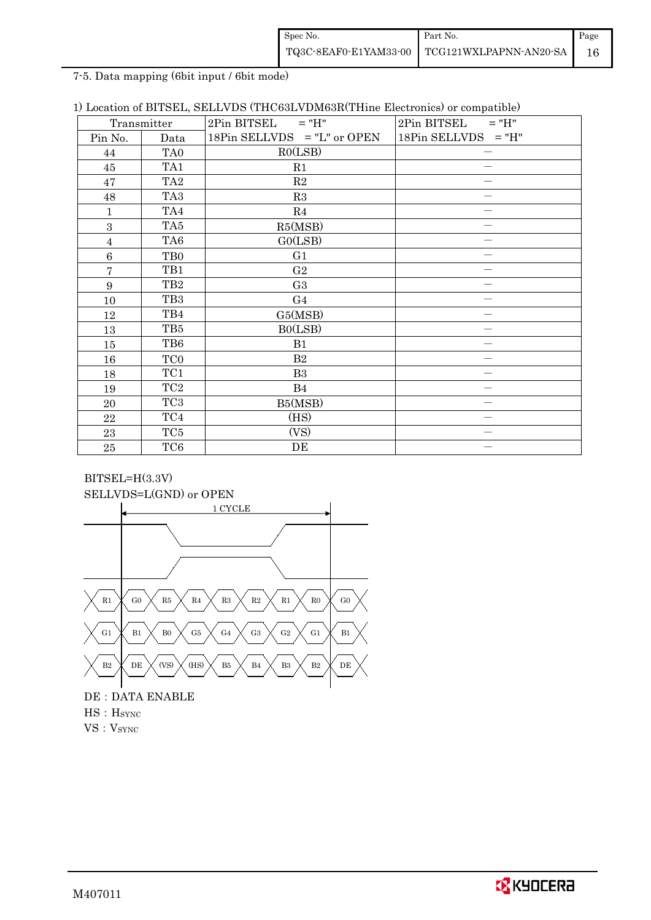7-5. Data mapping (6bit input / 6bit mode)

1) Location of BITSEL, SELLVDS (THC63LVDM63R(THine Electronics) or compatible)

| Transmitter | | 2Pin BITSEL = "H" 18Pin SELLVDS = "L" or OPEN | 2Pin BITSEL = "H" 18Pin SELLVDS = "H" |
|---|---|---|---|
| Pin No. | Data | | |
| 44 | TA0 | R0(LSB) | – |
| 45 | TA1 | R1 | – |
| 47 | TA2 | R2 | – |
| 48 | TA3 | R3 | – |
| 1 | TA4 | R4 | – |
| 3 | TA5 | R5(MSB) | – |
| 4 | TA6 | G0(LSB) | – |
| 6 | TB0 | G1 | – |
| 7 | TB1 | G2 | – |
| 9 | TB2 | G3 | – |
| 10 | TB3 | G4 | – |
| 12 | TB4 | G5(MSB) | – |
| 13 | TB5 | B0(LSB) | – |
| 15 | TB6 | B1 | – |
| 16 | TC0 | B2 | – |
| 18 | TC1 | B3 | – |
| 19 | TC2 | B4 | – |
| 20 | TC3 | B5(MSB) | – |
| 22 | TC4 | (HS) | – |
| 23 | TC5 | (VS) | – |
| 25 | TC6 | DE | – |

BITSEL=H(3.3V)
SELLVDS=L(GND) or OPEN

1 CYCLE

| R1 | G0 | R5 | R4 | R3 | R2 | R1 | R0 | G0 |
|---|---|---|---|---|---|---|---|---|
| G1 | B1 | B0 | G5 | G4 | G3 | G2 | G1 | B1 |
| B2 | DE | (VS) | (HS) | B5 | B4 | B3 | B2 | DE |

DE : DATA ENABLE
HS : $H_{SYNC}$
VS : $V_{SYNC}$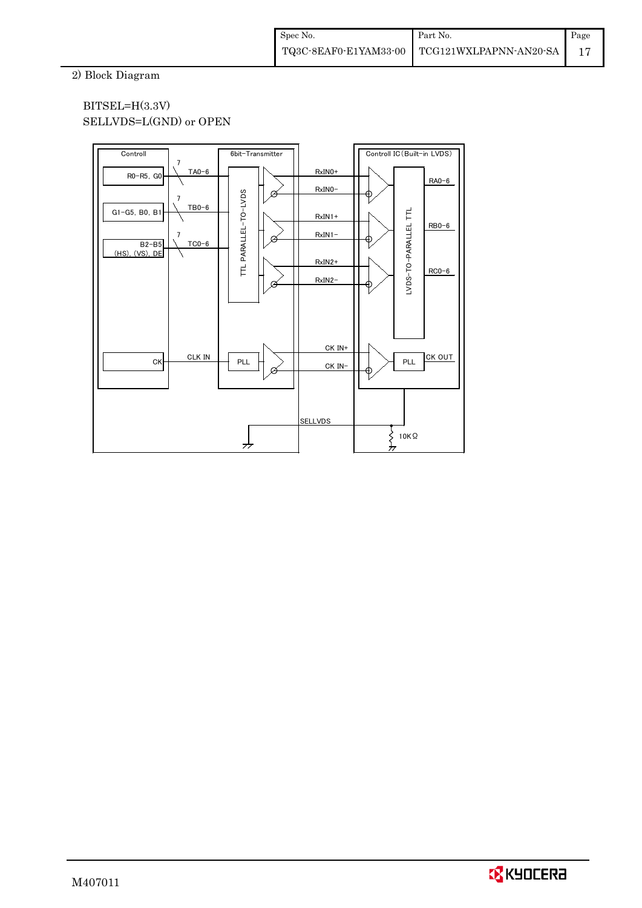2) Block Diagram

BITSEL=H(3.3V)
SELLVDS=L(GND) or OPEN

Controll | 6bit-Transmitter | Controll IC (Built-in LVDS)

R0-R5, G0 — 7 — TA0-6
G1-G5, B0, B1 — 7 — TB0-6
B2-B5 (HS), (VS), DE — 7 — TC0-6
CK — CLK IN — PLL

TTL PARALLEL-TO-LVDS

RxIN0+
RxIN0−
RxIN1+
RxIN1−
RxIN2+
RxIN2−
CK IN+
CK IN−

LVDS-TO-PARALLEL TTL

RA0-6
RB0-6
RC0-6
PLL — CK OUT

SELLVDS
10KΩ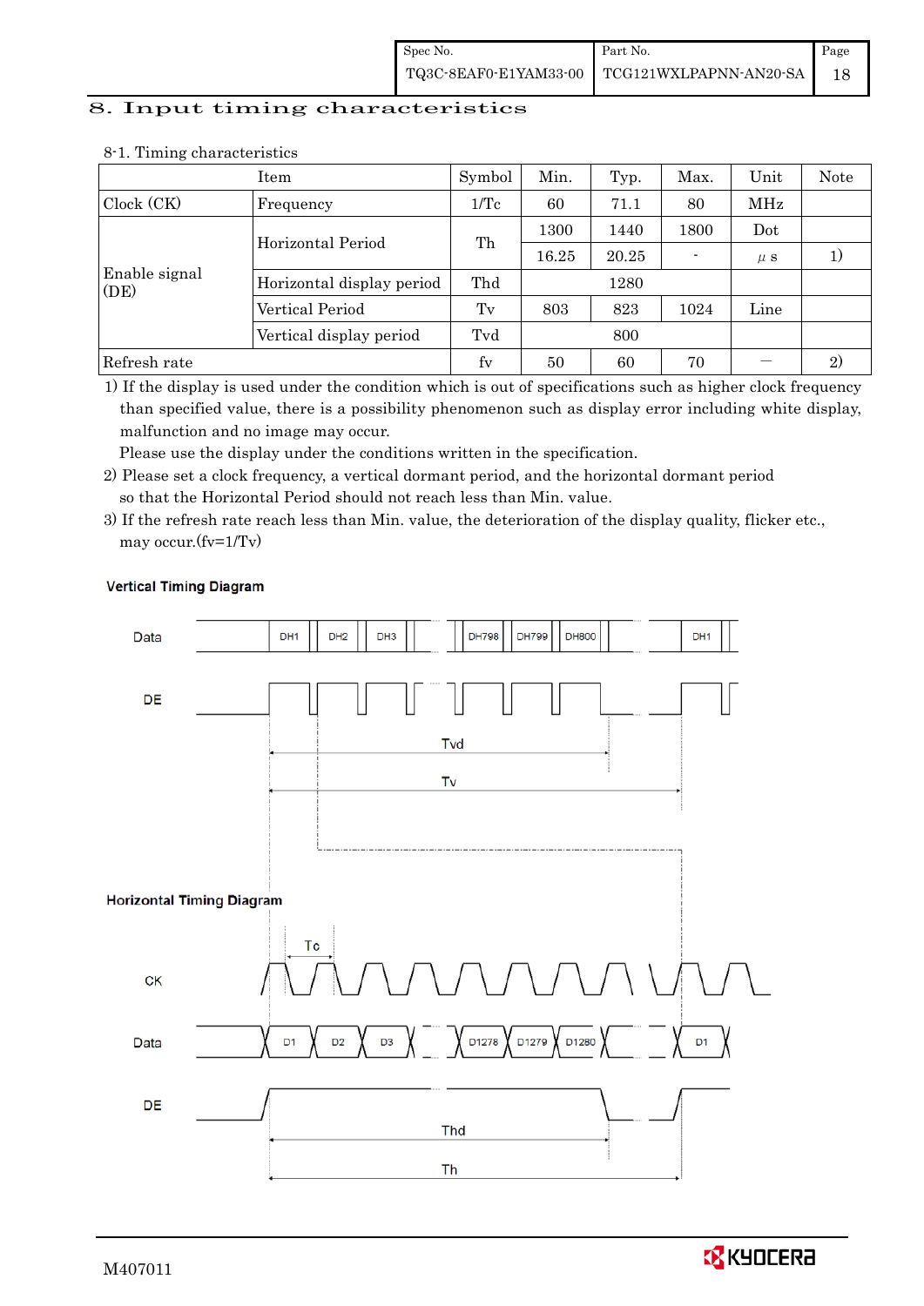# 8. Input timing characteristics

8-1. Timing characteristics

| Item | | Symbol | Min. | Typ. | Max. | Unit | Note |
|---|---|---|---|---|---|---|---|
| Clock (CK) | Frequency | 1/Tc | 60 | 71.1 | 80 | MHz | |
| Enable signal (DE) | Horizontal Period | Th | 1300 | 1440 | 1800 | Dot | |
| | | | 16.25 | 20.25 | - | μs | 1) |
| | Horizontal display period | Thd | | 1280 | | | |
| | Vertical Period | Tv | 803 | 823 | 1024 | Line | |
| | Vertical display period | Tvd | | 800 | | | |
| Refresh rate | | fv | 50 | 60 | 70 | ― | 2) |

1) If the display is used under the condition which is out of specifications such as higher clock frequency than specified value, there is a possibility phenomenon such as display error including white display, malfunction and no image may occur.
Please use the display under the conditions written in the specification.

2) Please set a clock frequency, a vertical dormant period, and the horizontal dormant period so that the Horizontal Period should not reach less than Min. value.

3) If the refresh rate reach less than Min. value, the deterioration of the display quality, flicker etc., may occur.(fv=1/Tv)

**Vertical Timing Diagram**

**Horizontal Timing Diagram**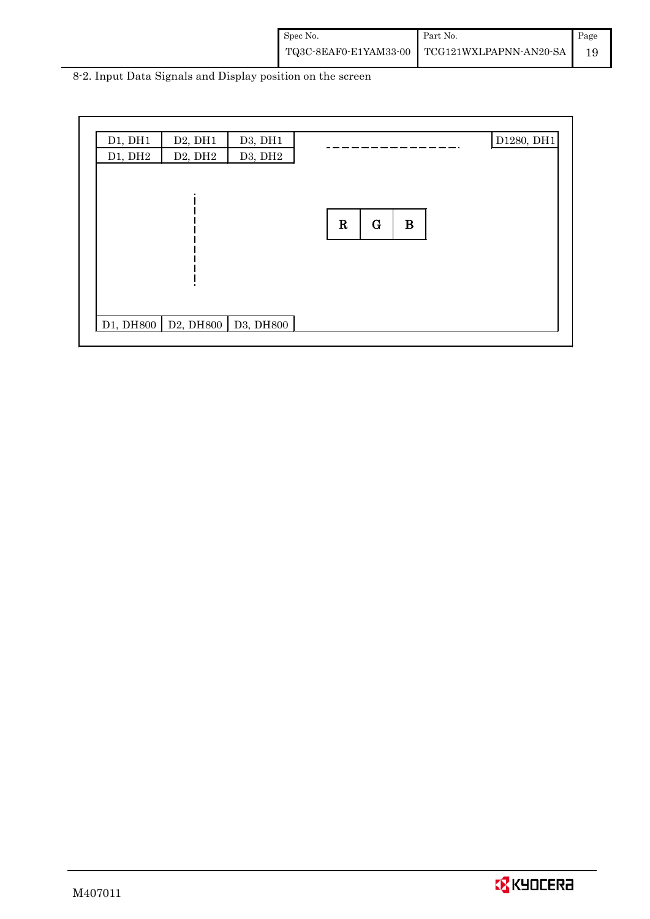8-2. Input Data Signals and Display position on the screen

| D1, DH1 | D2, DH1 | D3, DH1 | ‐ ‐ ‐ | D1280, DH1 |
|---|---|---|---|---|
| D1, DH2 | D2, DH2 | D3, DH2 | | |
| ⋮ | ⋮ | ⋮ | R G B | |
| D1, DH800 | D2, DH800 | D3, DH800 | | |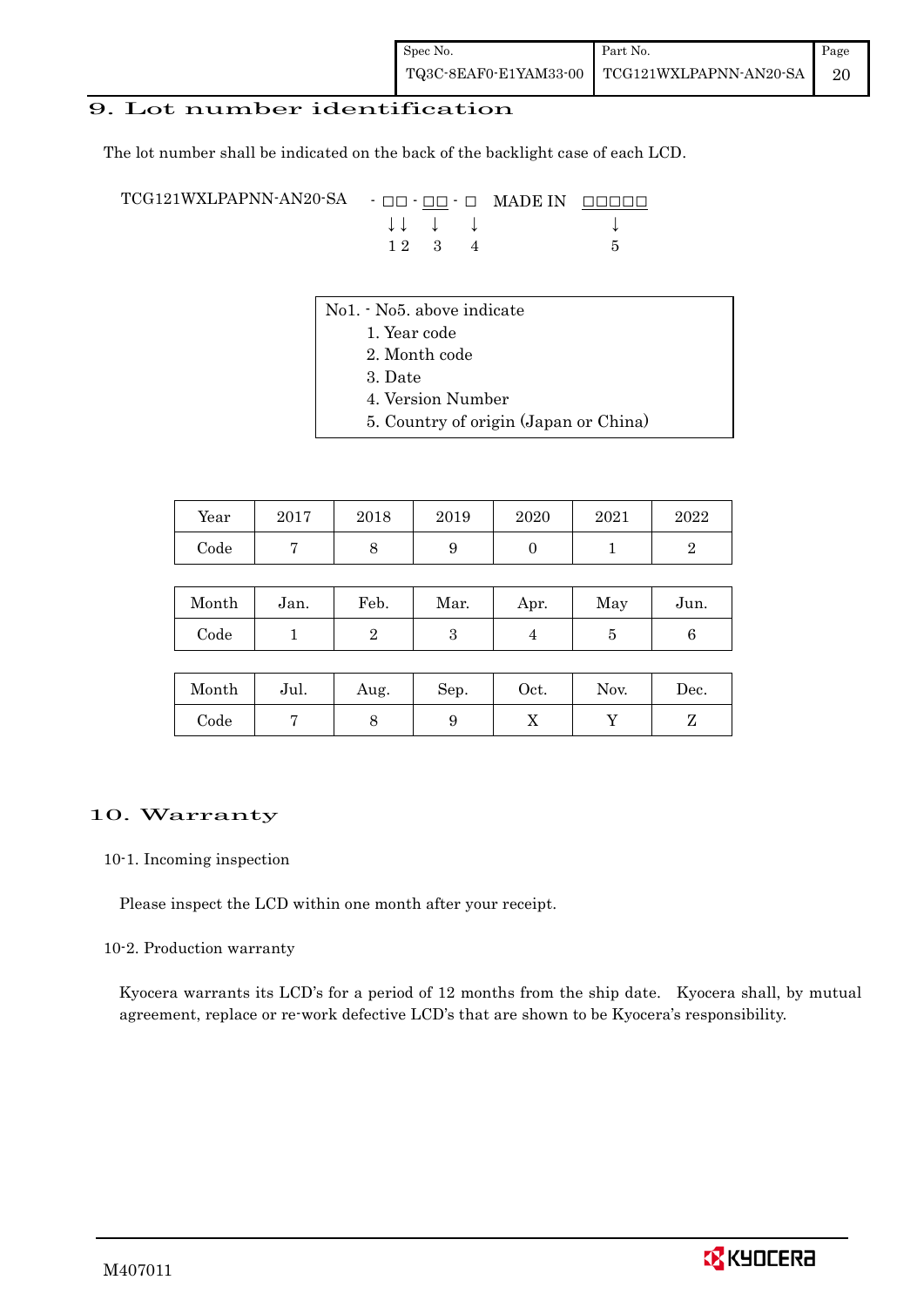## 9. Lot number identification

The lot number shall be indicated on the back of the backlight case of each LCD.

```
TCG121WXLPAPNN-AN20-SA  - □□ - □□ - □  MADE IN  □□□□□
                          ↓↓    ↓    ↓             ↓
                          1 2   3    4             5
```

No1. - No5. above indicate
1. Year code
2. Month code
3. Date
4. Version Number
5. Country of origin (Japan or China)

| Year | 2017 | 2018 | 2019 | 2020 | 2021 | 2022 |
|---|---|---|---|---|---|---|
| Code | 7 | 8 | 9 | 0 | 1 | 2 |

| Month | Jan. | Feb. | Mar. | Apr. | May | Jun. |
|---|---|---|---|---|---|---|
| Code | 1 | 2 | 3 | 4 | 5 | 6 |

| Month | Jul. | Aug. | Sep. | Oct. | Nov. | Dec. |
|---|---|---|---|---|---|---|
| Code | 7 | 8 | 9 | X | Y | Z |

## 10. Warranty

10-1. Incoming inspection

Please inspect the LCD within one month after your receipt.

10-2. Production warranty

Kyocera warrants its LCD's for a period of 12 months from the ship date. Kyocera shall, by mutual agreement, replace or re-work defective LCD's that are shown to be Kyocera's responsibility.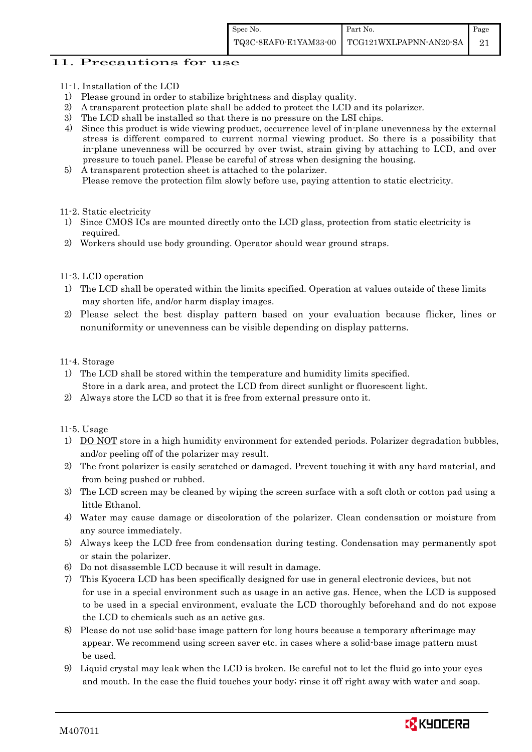## 11. Precautions for use

### 11-1. Installation of the LCD

1) Please ground in order to stabilize brightness and display quality.
2) A transparent protection plate shall be added to protect the LCD and its polarizer.
3) The LCD shall be installed so that there is no pressure on the LSI chips.
4) Since this product is wide viewing product, occurrence level of in-plane unevenness by the external stress is different compared to current normal viewing product. So there is a possibility that in-plane unevenness will be occurred by over twist, strain giving by attaching to LCD, and over pressure to touch panel. Please be careful of stress when designing the housing.
5) A transparent protection sheet is attached to the polarizer.
   Please remove the protection film slowly before use, paying attention to static electricity.

### 11-2. Static electricity

1) Since CMOS ICs are mounted directly onto the LCD glass, protection from static electricity is required.
2) Workers should use body grounding. Operator should wear ground straps.

### 11-3. LCD operation

1) The LCD shall be operated within the limits specified. Operation at values outside of these limits may shorten life, and/or harm display images.
2) Please select the best display pattern based on your evaluation because flicker, lines or nonuniformity or unevenness can be visible depending on display patterns.

### 11-4. Storage

1) The LCD shall be stored within the temperature and humidity limits specified.
   Store in a dark area, and protect the LCD from direct sunlight or fluorescent light.
2) Always store the LCD so that it is free from external pressure onto it.

### 11-5. Usage

1) DO NOT store in a high humidity environment for extended periods. Polarizer degradation bubbles, and/or peeling off of the polarizer may result.
2) The front polarizer is easily scratched or damaged. Prevent touching it with any hard material, and from being pushed or rubbed.
3) The LCD screen may be cleaned by wiping the screen surface with a soft cloth or cotton pad using a little Ethanol.
4) Water may cause damage or discoloration of the polarizer. Clean condensation or moisture from any source immediately.
5) Always keep the LCD free from condensation during testing. Condensation may permanently spot or stain the polarizer.
6) Do not disassemble LCD because it will result in damage.
7) This Kyocera LCD has been specifically designed for use in general electronic devices, but not for use in a special environment such as usage in an active gas. Hence, when the LCD is supposed to be used in a special environment, evaluate the LCD thoroughly beforehand and do not expose the LCD to chemicals such as an active gas.
8) Please do not use solid-base image pattern for long hours because a temporary afterimage may appear. We recommend using screen saver etc. in cases where a solid-base image pattern must be used.
9) Liquid crystal may leak when the LCD is broken. Be careful not to let the fluid go into your eyes and mouth. In the case the fluid touches your body; rinse it off right away with water and soap.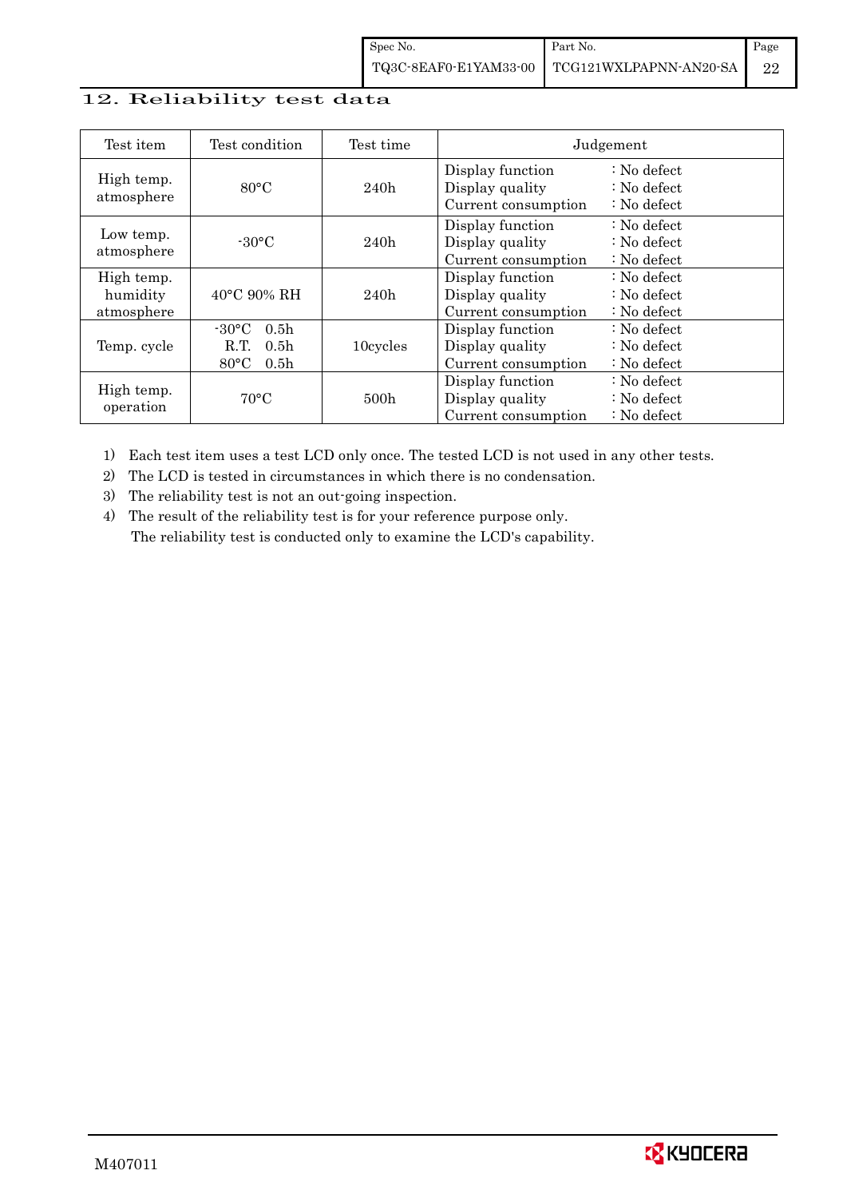## 12. Reliability test data

| Test item | Test condition | Test time | Judgement |
|---|---|---|---|
| High temp. atmosphere | 80°C | 240h | Display function : No defect<br>Display quality : No defect<br>Current consumption : No defect |
| Low temp. atmosphere | -30°C | 240h | Display function : No defect<br>Display quality : No defect<br>Current consumption : No defect |
| High temp. humidity atmosphere | 40°C 90% RH | 240h | Display function : No defect<br>Display quality : No defect<br>Current consumption : No defect |
| Temp. cycle | -30°C 0.5h<br>R.T. 0.5h<br>80°C 0.5h | 10cycles | Display function : No defect<br>Display quality : No defect<br>Current consumption : No defect |
| High temp. operation | 70°C | 500h | Display function : No defect<br>Display quality : No defect<br>Current consumption : No defect |

1) Each test item uses a test LCD only once. The tested LCD is not used in any other tests.
2) The LCD is tested in circumstances in which there is no condensation.
3) The reliability test is not an out-going inspection.
4) The result of the reliability test is for your reference purpose only.
   The reliability test is conducted only to examine the LCD's capability.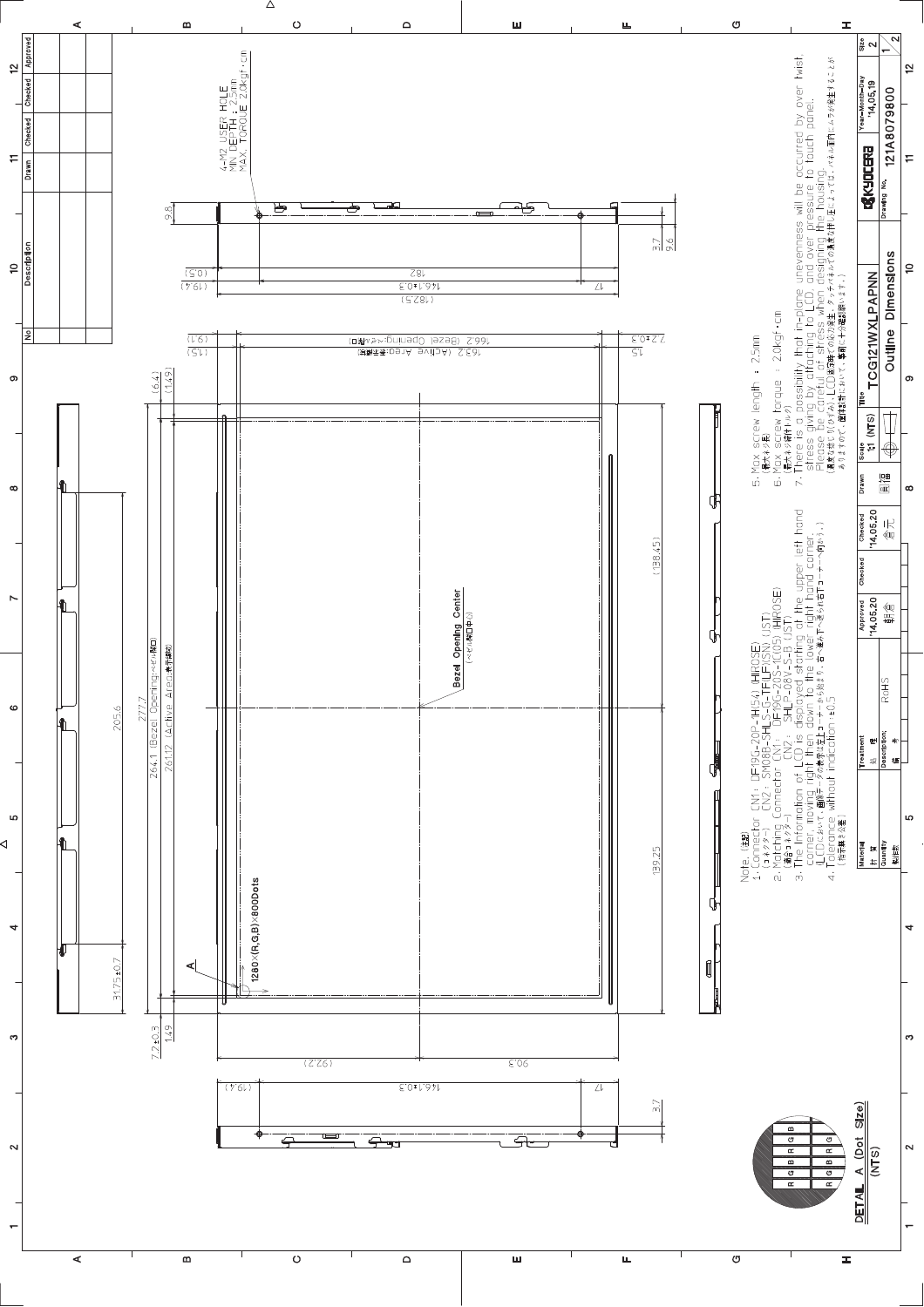Note (注記)

1. Connector CN1: DF19G-20P-1H(54) (HIROSE)
   (コネクタ)  CN2: SM08B-SHLS-G-TF(LF)(SN) (JST)
2. Matching Connector CN1: DF19G-20S-1C(05) (HIROSE)
   (適合コネクタ)  CN2: SHLP-08V-S-B (JST)
3. The information of LCD is displayed starting at the upper left hand corner, moving right then down to the lower right hand corner.
   (LCDにおいて、画像データの表示は左上コーナーから始まり、右へ進み下へ進み右下コーナーへ向かう。)
4. Tolerance without indication : ±0.5
   (指示無き公差)
5. Max screw length : 2.5mm
   (最大ネジ長)
6. Max screw torque : 2.0kgf·cm
   (最大ネジ締付トルク)
7. There is a possibility that in-plane unevenness will be occurred by over twist stress giving by attaching to LCD, and over pressure to touch panel. Please be careful of stress when designing the housing.
   (過度な捻り(ひねり)がLCD取付時に発生、タッチパネルの押圧等により、パネル面内にムラが発生することがありますので、筐体設計において、事前に十分確認願います。)

4-M2 USER HOLE
MIN DEPTH : 2.5mm
MAX. TORQUE 2.0kgf·cm

1280×(R,G,B)×800Dots

Bezel Opening Center (ベゼル開口中心)

264.1 (Bezel Opening:ベゼル開口)
261.12 (Active Area:表示範囲)
166.2 (Bezel Opening:ベゼル開口)
163.2 (Active Area:表示範囲)

DETAIL A (Dot Size) (NTS)

| Material 材質 | Treatment 処理 | Approved | Checked | Checked | Drawn | Scale | Title | Size |
|---|---|---|---|---|---|---|---|---|
| Quantity 数量 | Description 備考 RoHS | '14,05,20 | '14,05,20 | | | 1:1 (NTS) | TCG121WXLPAPNN Outline Dimensions | 2 |

KYOCERA Drawing No. 121A8079800, Year-Month-Day '14,05,19, 1/2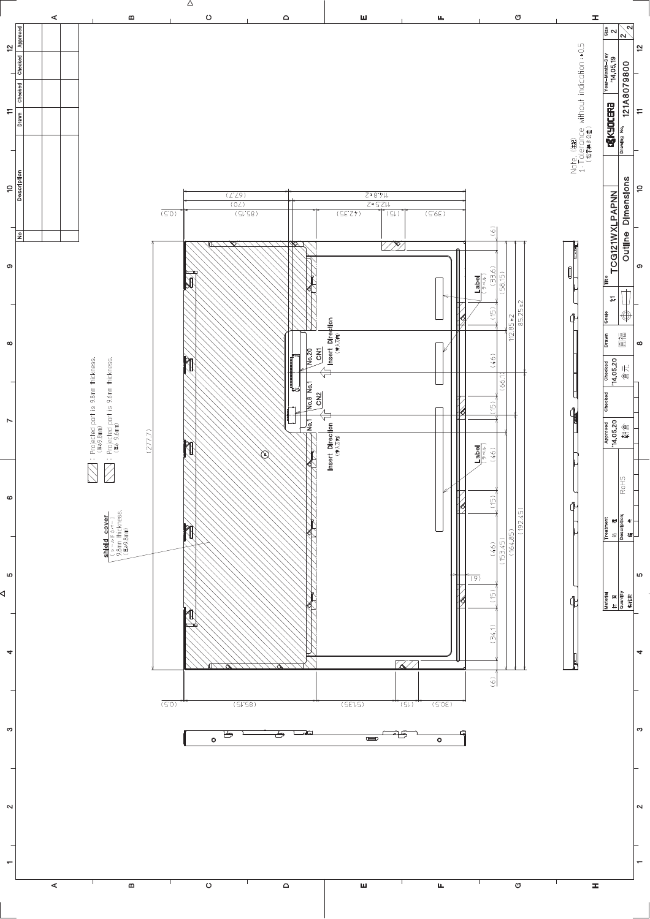Note. (注記)
1. Tolerance without indication : ±0.5
(指示無き公差)

■ : Projected part is 9.8mm thickness.
(厚み9.8mm)

▨ : Projected part is 9.6mm thickness.
(厚み 9.6mm)

shield cover
(シールドカバー)
9.8mm thickness.
(厚み9.8mm)

Label (ラベル)

Insert Direction (挿入方向)

No.20 CN1

No.8 No.1 CN2

No.1

Insert Direction (挿入方向)

Label (ラベル)

114.8±2
112.5±2
(67.7)
(70)
(0.5)
(85.15)
(42.35)
(15)
(39.5)
(6)
(33.6)
(58.15)
(15)
112.85±2
85.25±2
(46)
(66.1)
(15)
(46)
(277.7)
(15)
(192.45)
(46)
(153.45)
(164.85)
(9)
(15)
(34.1)
(6)
(0.5)
(85.15)
(51.35)
(15)
(30.5)

| Material 材質 | Treatment 処理 | Approved | Checked | Checked | Drawn | Scale | Title | Year-Month-Day | Size |
|---|---|---|---|---|---|---|---|---|---|
| Quantity 数(個数) | Description; 備考 RoHS | '14.05.20 朝倉 | | '14.05.20 倉元 | 貝塚 | 1:1 | TCG121WXLPAPNN Outline Dimensions | '14.05.19 | 2 |
| | | | | | | | KYOCERA Drawing No. 121A8079800 | | 2/2 |

| No | Description | Drawn | Checked | Checked | Approved |
|---|---|---|---|---|---|
| | | | | | |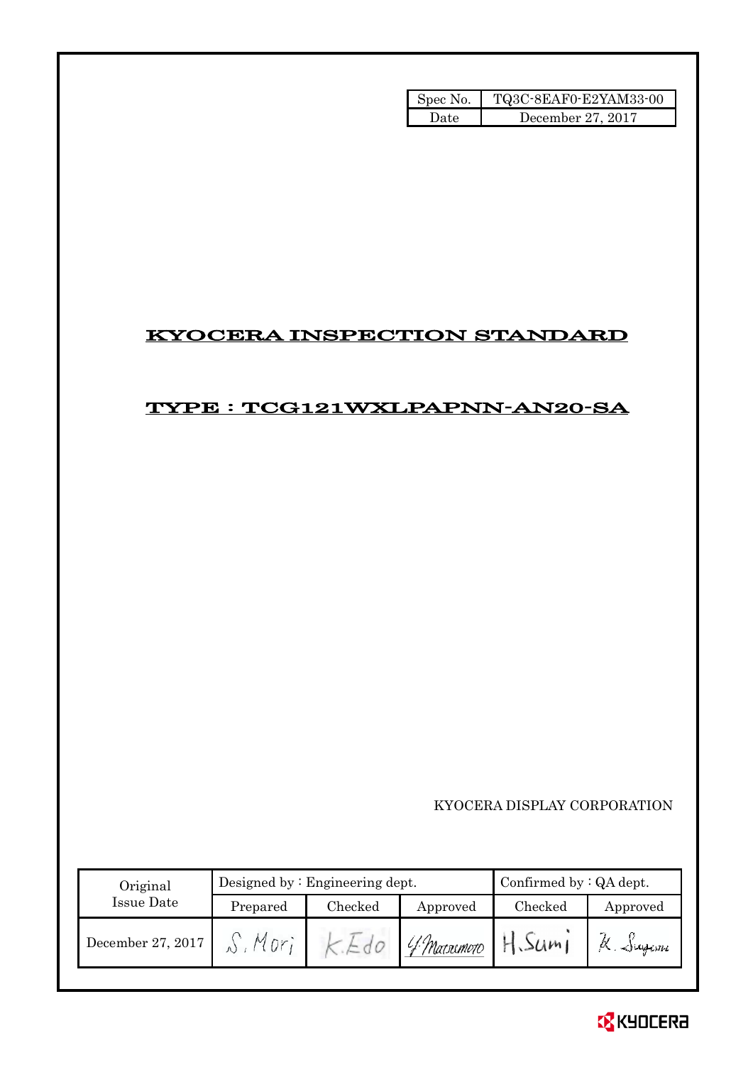| Spec No. | TQ3C-8EAF0-E2YAM33-00 |
| --- | --- |
| Date | December 27, 2017 |

# KYOCERA INSPECTION STANDARD

## TYPE : TCG121WXLPAPNN-AN20-SA

KYOCERA DISPLAY CORPORATION

| Original Issue Date | Designed by : Engineering dept. | | | Confirmed by : QA dept. | |
| --- | --- | --- | --- | --- | --- |
| | Prepared | Checked | Approved | Checked | Approved |
| December 27, 2017 | S. Mori | K. Edo | Y. Matsumoto | H. Sumi | K. Sugiura |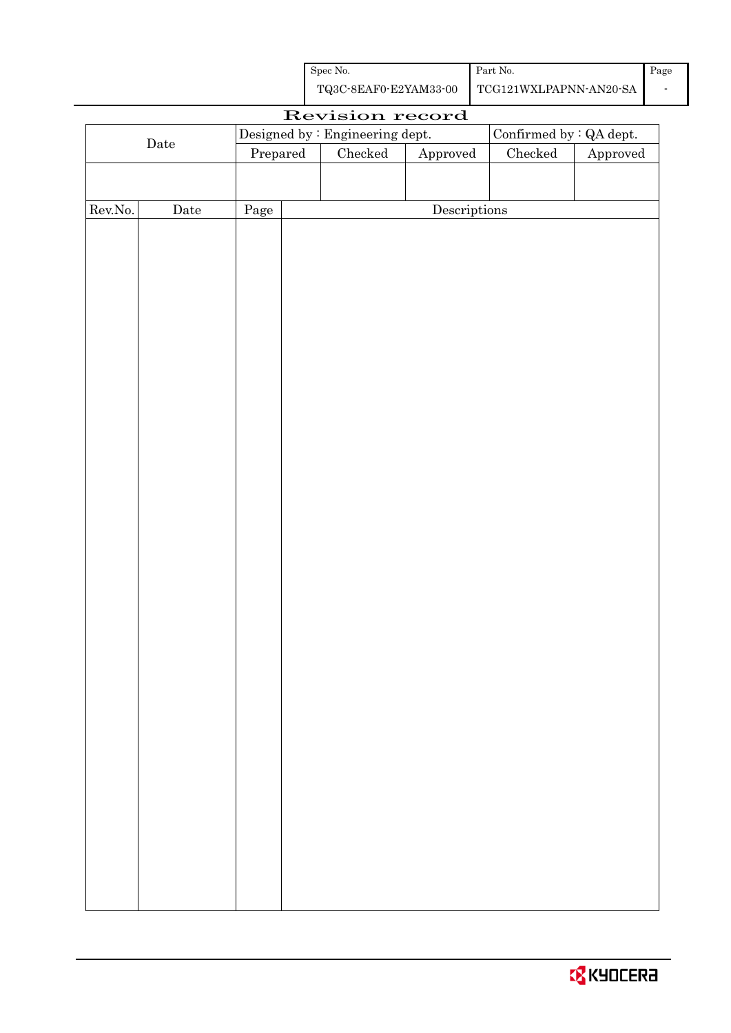| Spec No. | Part No. | Page |
|---|---|---|
| TQ3C-8EAF0-E2YAM33-00 | TCG121WXLPAPNN-AN20-SA | - |

# Revision record

| Date | Designed by : Engineering dept. | | | Confirmed by : QA dept. | |
|---|---|---|---|---|---|
| | Prepared | Checked | Approved | Checked | Approved |
| | | | | | |

| Rev.No. | Date | Page | Descriptions |
|---|---|---|---|
| | | | |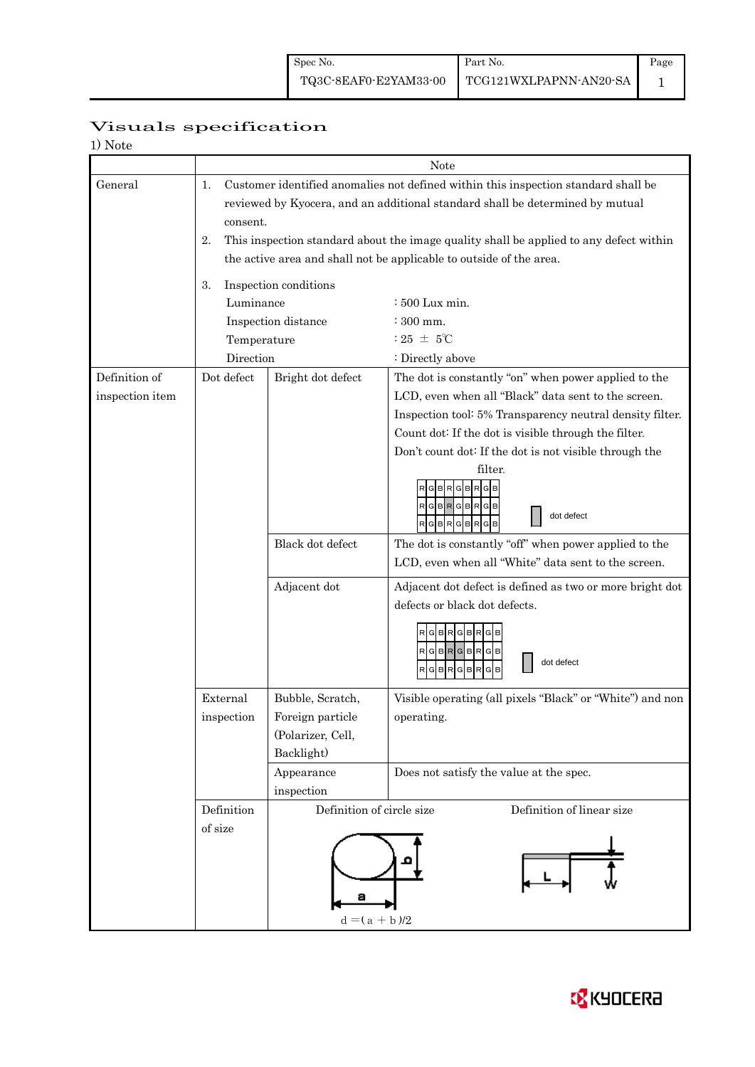| Spec No. | Part No. | Page |
|---|---|---|
| TQ3C-8EAF0-E2YAM33-00 | TCG121WXLPAPNN-AN20-SA | 1 |

# Visuals specification

1) Note

| | | | Note |
|---|---|---|---|
| General | 1. Customer identified anomalies not defined within this inspection standard shall be reviewed by Kyocera, and an additional standard shall be determined by mutual consent. 2. This inspection standard about the image quality shall be applied to any defect within the active area and shall not be applicable to outside of the area. 3. Inspection conditions: Luminance : 500 Lux min.; Inspection distance : 300 mm.; Temperature : 25 ± 5℃; Direction : Directly above | | |
| Definition of inspection item | Dot defect | Bright dot defect | The dot is constantly "on" when power applied to the LCD, even when all "Black" data sent to the screen. Inspection tool: 5% Transparency neutral density filter. Count dot: If the dot is visible through the filter. Don't count dot: If the dot is not visible through the filter. (Diagram: RGB dot matrix; dot defect) |
| | | Black dot defect | The dot is constantly "off" when power applied to the LCD, even when all "White" data sent to the screen. |
| | | Adjacent dot | Adjacent dot defect is defined as two or more bright dot defects or black dot defects. (Diagram: RGB dot matrix; dot defect) |
| | External inspection | Bubble, Scratch, Foreign particle (Polarizer, Cell, Backlight) | Visible operating (all pixels "Black" or "White") and non operating. |
| | | Appearance inspection | Does not satisfy the value at the spec. |
| | Definition of size | Definition of circle size: $d = (a + b)/2$ | Definition of linear size: L, W |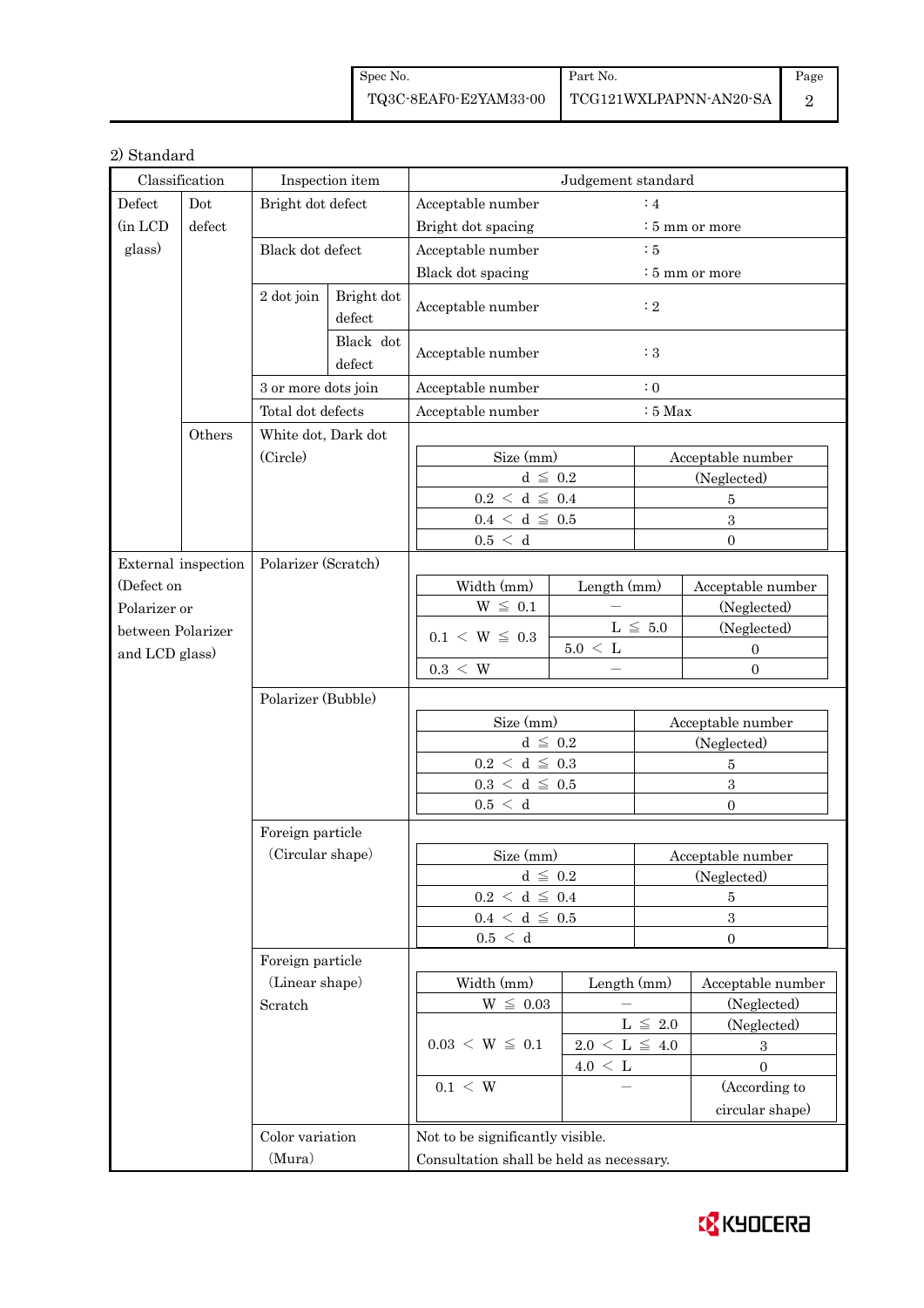2) Standard

| Classification | | Inspection item | | Judgement standard |
|---|---|---|---|---|
| Defect (in LCD glass) | Dot defect | Bright dot defect | | Acceptable number : 4<br>Bright dot spacing : 5 mm or more |
| | | Black dot defect | | Acceptable number : 5<br>Black dot spacing : 5 mm or more |
| | | 2 dot join | Bright dot defect | Acceptable number : 2 |
| | | | Black dot defect | Acceptable number : 3 |
| | | 3 or more dots join | | Acceptable number : 0 |
| | | Total dot defects | | Acceptable number : 5 Max |
| | Others | White dot, Dark dot (Circle) | | See table below |
| External inspection (Defect on Polarizer or between Polarizer and LCD glass) | | Polarizer (Scratch) | | See table below |
| | | Polarizer (Bubble) | | See table below |
| | | Foreign particle (Circular shape) | | See table below |
| | | Foreign particle (Linear shape) Scratch | | See table below |
| | | Color variation (Mura) | | Not to be significantly visible.<br>Consultation shall be held as necessary. |

**White dot, Dark dot (Circle)**

| Size (mm) | Acceptable number |
|---|---|
| d ≦ 0.2 | (Neglected) |
| 0.2 ＜ d ≦ 0.4 | 5 |
| 0.4 ＜ d ≦ 0.5 | 3 |
| 0.5 ＜ d | 0 |

**Polarizer (Scratch)**

| Width (mm) | Length (mm) | Acceptable number |
|---|---|---|
| W ≦ 0.1 | — | (Neglected) |
| 0.1 ＜ W ≦ 0.3 | L ≦ 5.0 | (Neglected) |
| | 5.0 ＜ L | 0 |
| 0.3 ＜ W | — | 0 |

**Polarizer (Bubble)**

| Size (mm) | Acceptable number |
|---|---|
| d ≦ 0.2 | (Neglected) |
| 0.2 ＜ d ≦ 0.3 | 5 |
| 0.3 ＜ d ≦ 0.5 | 3 |
| 0.5 ＜ d | 0 |

**Foreign particle (Circular shape)**

| Size (mm) | Acceptable number |
|---|---|
| d ≦ 0.2 | (Neglected) |
| 0.2 ＜ d ≦ 0.4 | 5 |
| 0.4 ＜ d ≦ 0.5 | 3 |
| 0.5 ＜ d | 0 |

**Foreign particle (Linear shape) Scratch**

| Width (mm) | Length (mm) | Acceptable number |
|---|---|---|
| W ≦ 0.03 | — | (Neglected) |
| 0.03 ＜ W ≦ 0.1 | L ≦ 2.0 | (Neglected) |
| | 2.0 ＜ L ≦ 4.0 | 3 |
| | 4.0 ＜ L | 0 |
| 0.1 ＜ W | — | (According to circular shape) |